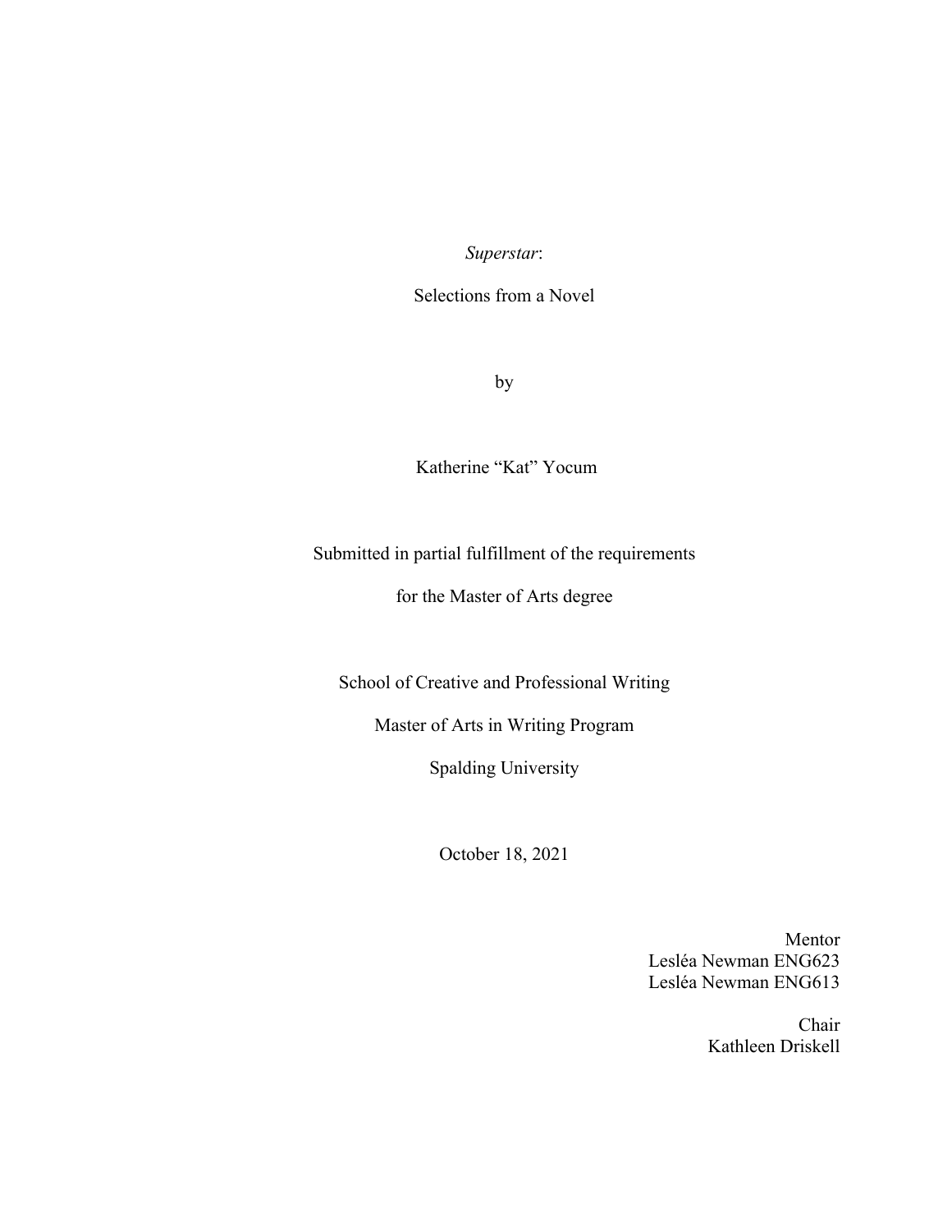# *Superstar*:

## Selections from a Novel

by

Katherine "Kat" Yocum

Submitted in partial fulfillment of the requirements

for the Master of Arts degree

School of Creative and Professional Writing

Master of Arts in Writing Program

Spalding University

October 18, 2021

Mentor
Lesléa Newman ENG623
Lesléa Newman ENG613

Chair
Kathleen Driskell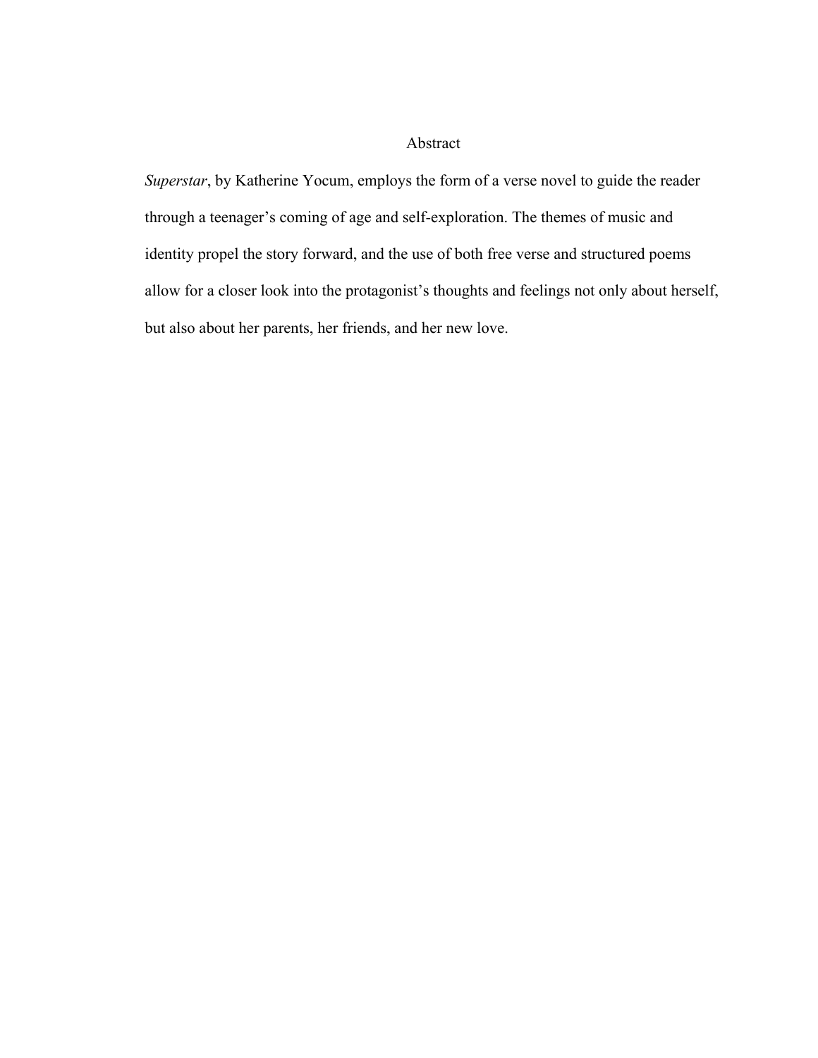# Abstract

*Superstar*, by Katherine Yocum, employs the form of a verse novel to guide the reader through a teenager's coming of age and self-exploration. The themes of music and identity propel the story forward, and the use of both free verse and structured poems allow for a closer look into the protagonist's thoughts and feelings not only about herself, but also about her parents, her friends, and her new love.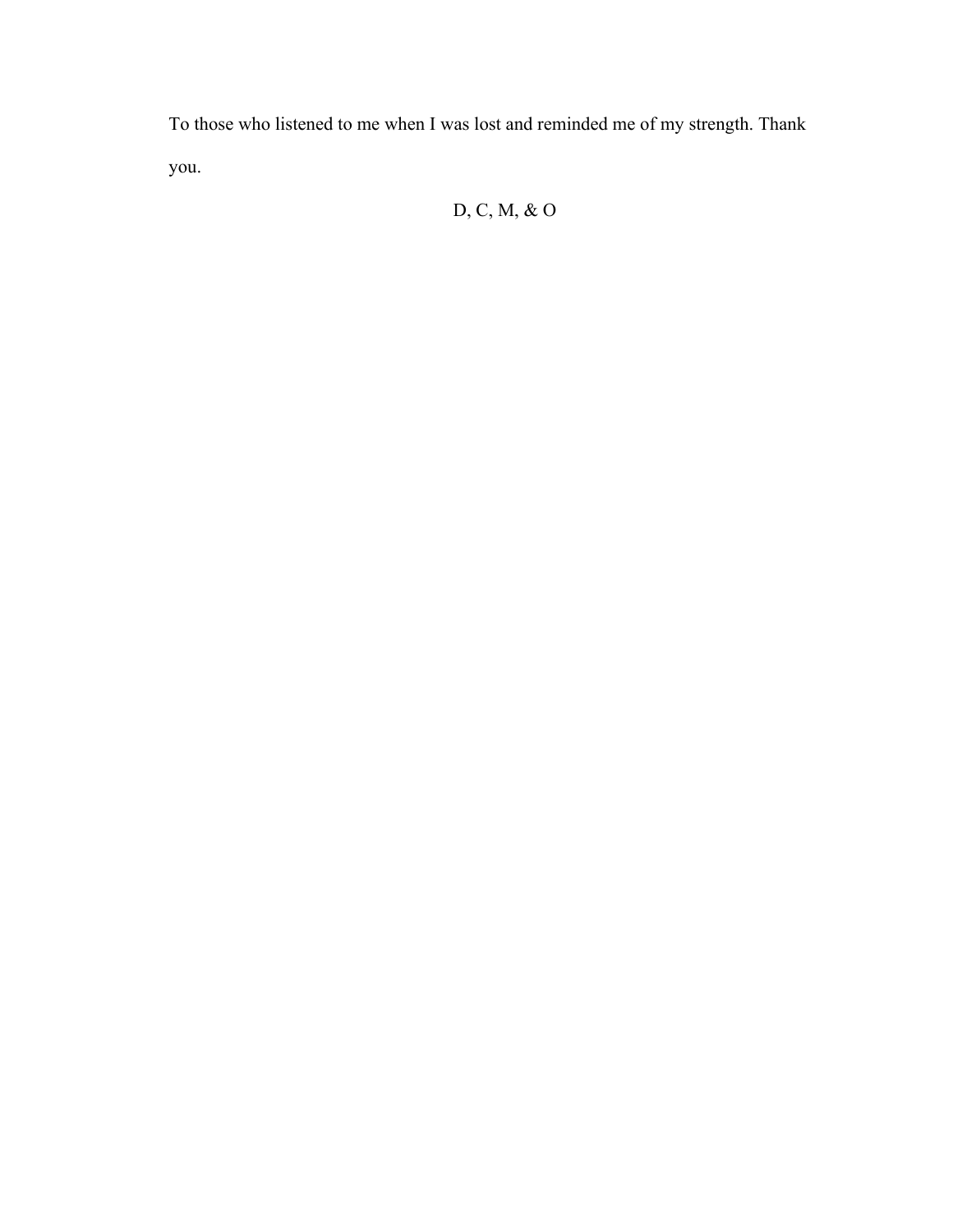To those who listened to me when I was lost and reminded me of my strength. Thank you.

D, C, M, & O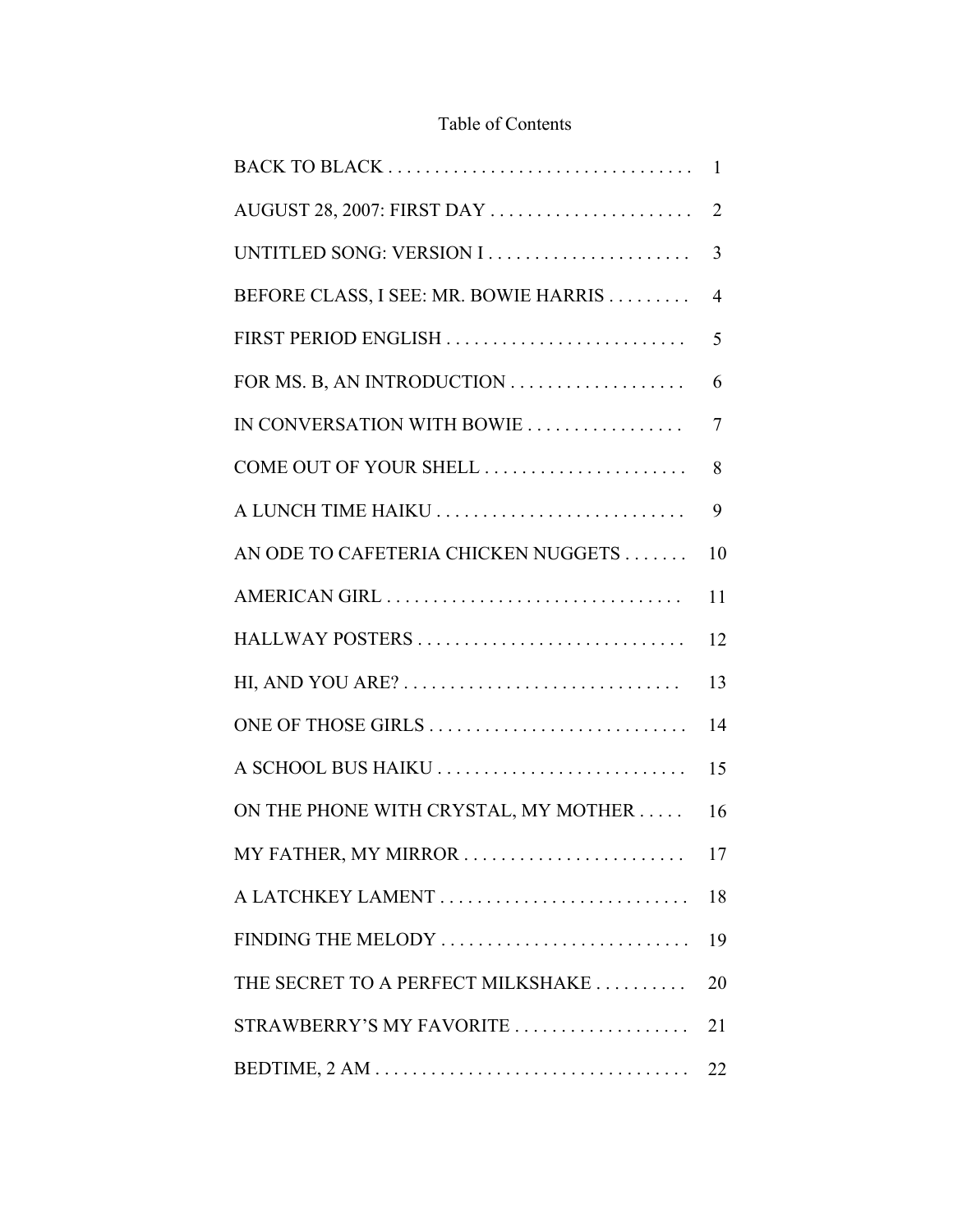# Table of Contents

| | |
|---|---|
| BACK TO BLACK | 1 |
| AUGUST 28, 2007: FIRST DAY | 2 |
| UNTITLED SONG: VERSION I | 3 |
| BEFORE CLASS, I SEE: MR. BOWIE HARRIS | 4 |
| FIRST PERIOD ENGLISH | 5 |
| FOR MS. B, AN INTRODUCTION | 6 |
| IN CONVERSATION WITH BOWIE | 7 |
| COME OUT OF YOUR SHELL | 8 |
| A LUNCH TIME HAIKU | 9 |
| AN ODE TO CAFETERIA CHICKEN NUGGETS | 10 |
| AMERICAN GIRL | 11 |
| HALLWAY POSTERS | 12 |
| HI, AND YOU ARE? | 13 |
| ONE OF THOSE GIRLS | 14 |
| A SCHOOL BUS HAIKU | 15 |
| ON THE PHONE WITH CRYSTAL, MY MOTHER | 16 |
| MY FATHER, MY MIRROR | 17 |
| A LATCHKEY LAMENT | 18 |
| FINDING THE MELODY | 19 |
| THE SECRET TO A PERFECT MILKSHAKE | 20 |
| STRAWBERRY'S MY FAVORITE | 21 |
| BEDTIME, 2 AM | 22 |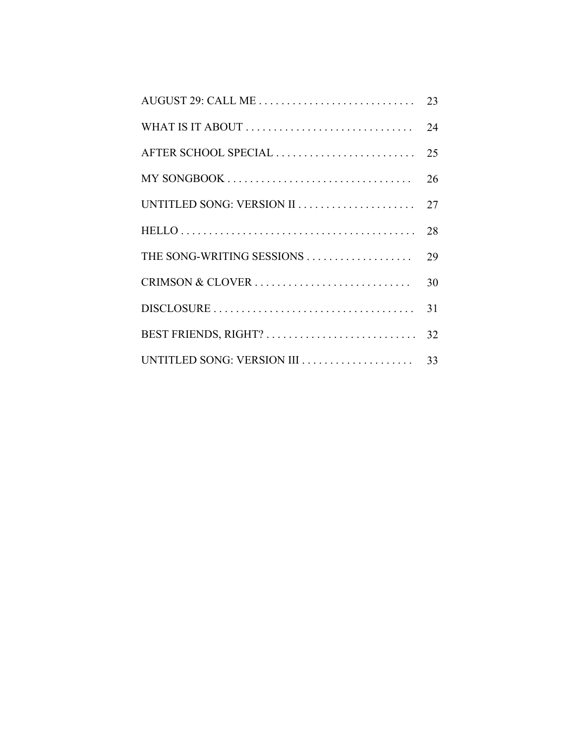AUGUST 29: CALL ME . . . . . . . . . . . . . . . . . . . . . . . . . . . . 23

WHAT IS IT ABOUT . . . . . . . . . . . . . . . . . . . . . . . . . . . . . . 24

AFTER SCHOOL SPECIAL . . . . . . . . . . . . . . . . . . . . . . . . . 25

MY SONGBOOK . . . . . . . . . . . . . . . . . . . . . . . . . . . . . . . . . 26

UNTITLED SONG: VERSION II . . . . . . . . . . . . . . . . . . . . . 27

HELLO . . . . . . . . . . . . . . . . . . . . . . . . . . . . . . . . . . . . . . . . . 28

THE SONG-WRITING SESSIONS . . . . . . . . . . . . . . . . . . . 29

CRIMSON & CLOVER . . . . . . . . . . . . . . . . . . . . . . . . . . . . 30

DISCLOSURE . . . . . . . . . . . . . . . . . . . . . . . . . . . . . . . . . . . 31

BEST FRIENDS, RIGHT? . . . . . . . . . . . . . . . . . . . . . . . . . . 32

UNTITLED SONG: VERSION III . . . . . . . . . . . . . . . . . . . . 33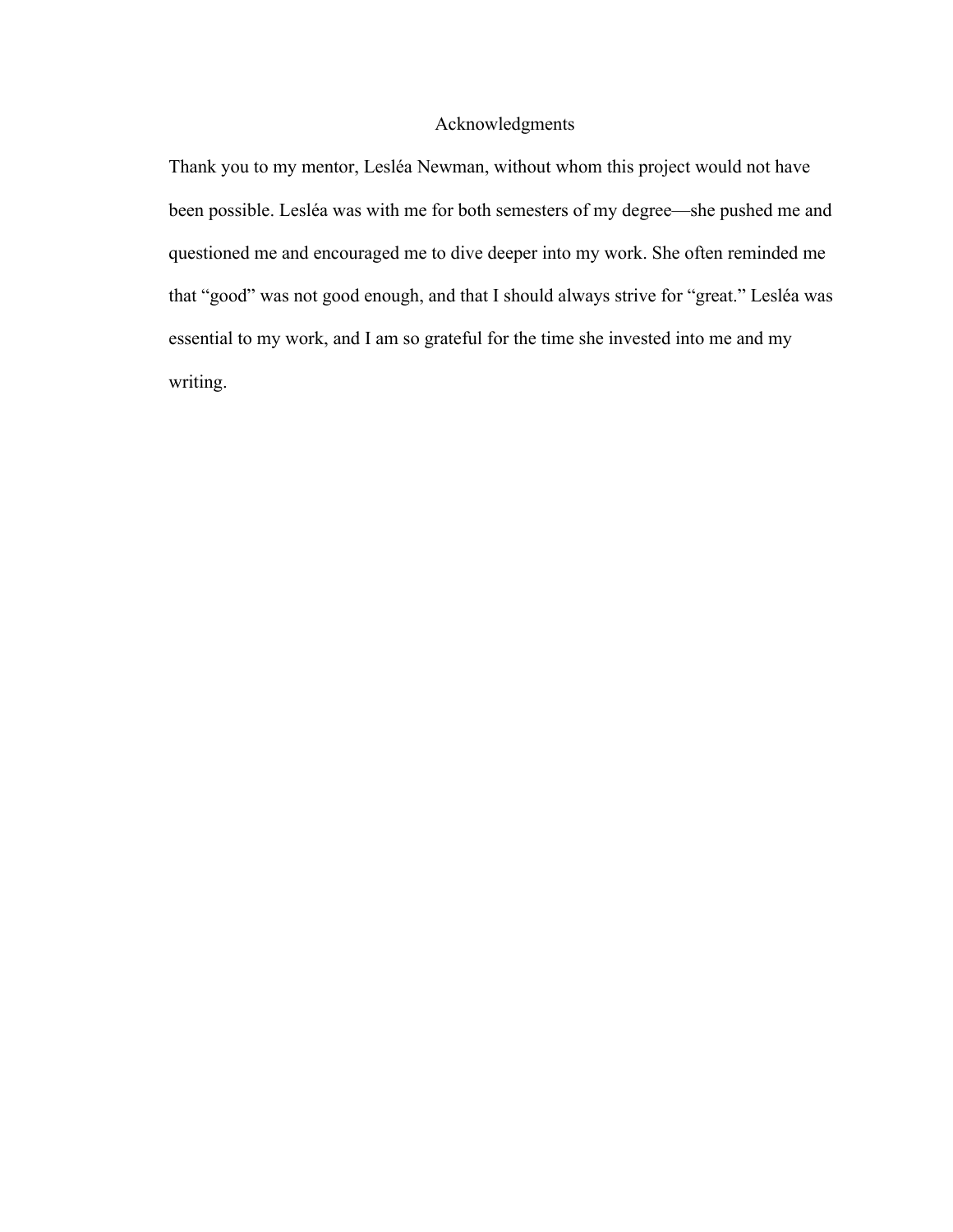# Acknowledgments

Thank you to my mentor, Lesléa Newman, without whom this project would not have been possible. Lesléa was with me for both semesters of my degree—she pushed me and questioned me and encouraged me to dive deeper into my work. She often reminded me that "good" was not good enough, and that I should always strive for "great." Lesléa was essential to my work, and I am so grateful for the time she invested into me and my writing.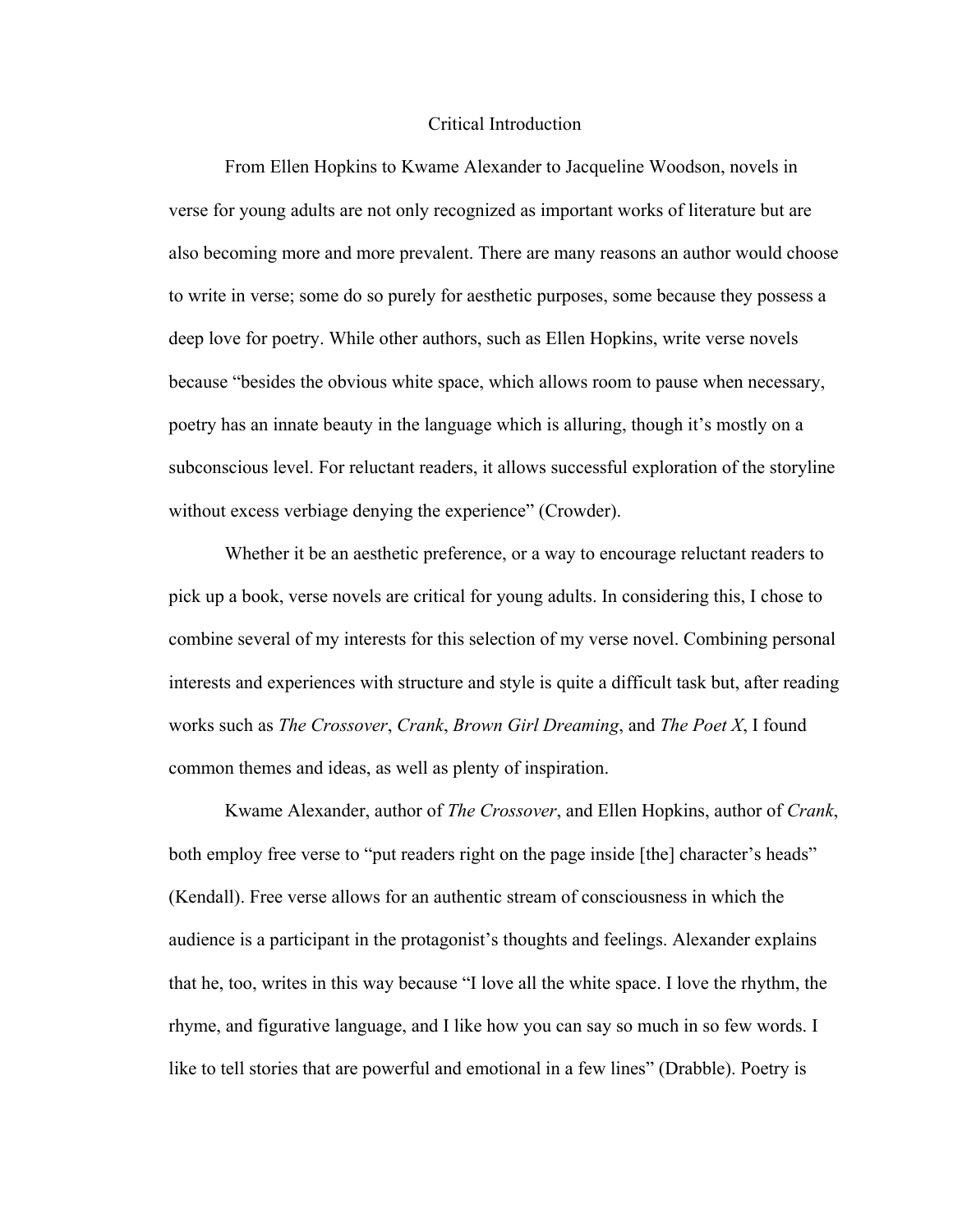# Critical Introduction

From Ellen Hopkins to Kwame Alexander to Jacqueline Woodson, novels in verse for young adults are not only recognized as important works of literature but are also becoming more and more prevalent. There are many reasons an author would choose to write in verse; some do so purely for aesthetic purposes, some because they possess a deep love for poetry. While other authors, such as Ellen Hopkins, write verse novels because "besides the obvious white space, which allows room to pause when necessary, poetry has an innate beauty in the language which is alluring, though it's mostly on a subconscious level. For reluctant readers, it allows successful exploration of the storyline without excess verbiage denying the experience" (Crowder).

Whether it be an aesthetic preference, or a way to encourage reluctant readers to pick up a book, verse novels are critical for young adults. In considering this, I chose to combine several of my interests for this selection of my verse novel. Combining personal interests and experiences with structure and style is quite a difficult task but, after reading works such as *The Crossover*, *Crank*, *Brown Girl Dreaming*, and *The Poet X*, I found common themes and ideas, as well as plenty of inspiration.

Kwame Alexander, author of *The Crossover*, and Ellen Hopkins, author of *Crank*, both employ free verse to "put readers right on the page inside [the] character's heads" (Kendall). Free verse allows for an authentic stream of consciousness in which the audience is a participant in the protagonist's thoughts and feelings. Alexander explains that he, too, writes in this way because "I love all the white space. I love the rhythm, the rhyme, and figurative language, and I like how you can say so much in so few words. I like to tell stories that are powerful and emotional in a few lines" (Drabble). Poetry is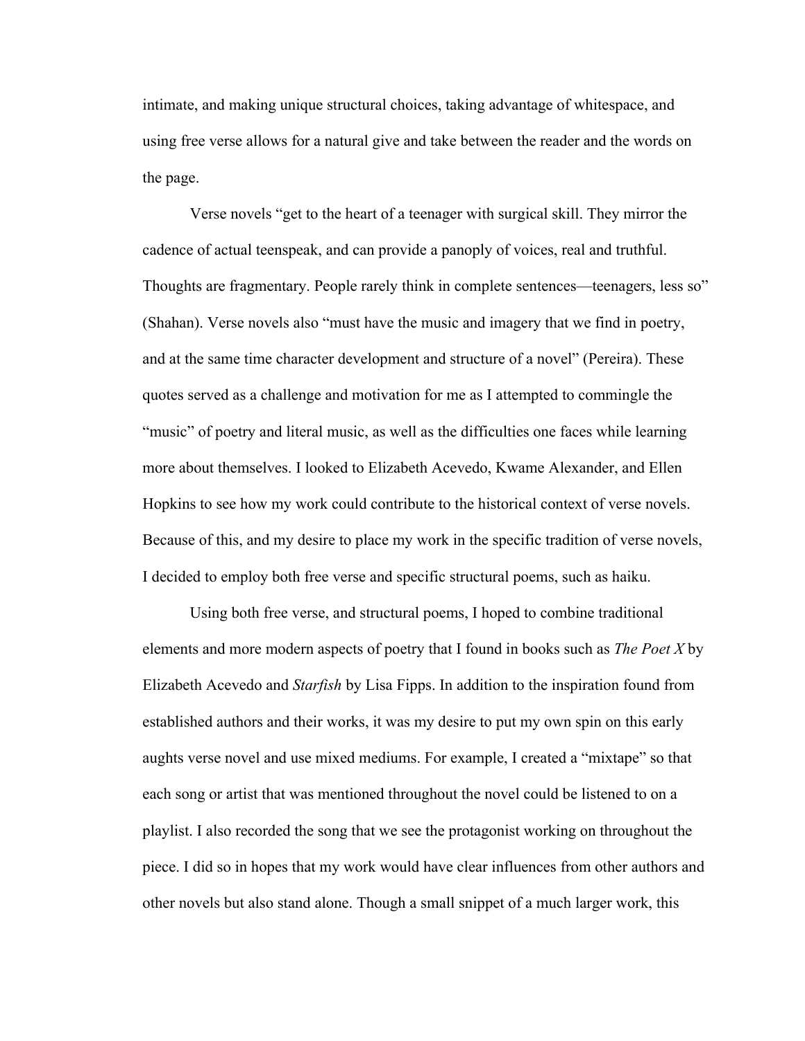intimate, and making unique structural choices, taking advantage of whitespace, and using free verse allows for a natural give and take between the reader and the words on the page.

Verse novels "get to the heart of a teenager with surgical skill. They mirror the cadence of actual teenspeak, and can provide a panoply of voices, real and truthful. Thoughts are fragmentary. People rarely think in complete sentences—teenagers, less so" (Shahan). Verse novels also "must have the music and imagery that we find in poetry, and at the same time character development and structure of a novel" (Pereira). These quotes served as a challenge and motivation for me as I attempted to commingle the "music" of poetry and literal music, as well as the difficulties one faces while learning more about themselves. I looked to Elizabeth Acevedo, Kwame Alexander, and Ellen Hopkins to see how my work could contribute to the historical context of verse novels. Because of this, and my desire to place my work in the specific tradition of verse novels, I decided to employ both free verse and specific structural poems, such as haiku.

Using both free verse, and structural poems, I hoped to combine traditional elements and more modern aspects of poetry that I found in books such as *The Poet X* by Elizabeth Acevedo and *Starfish* by Lisa Fipps. In addition to the inspiration found from established authors and their works, it was my desire to put my own spin on this early aughts verse novel and use mixed mediums. For example, I created a "mixtape" so that each song or artist that was mentioned throughout the novel could be listened to on a playlist. I also recorded the song that we see the protagonist working on throughout the piece. I did so in hopes that my work would have clear influences from other authors and other novels but also stand alone. Though a small snippet of a much larger work, this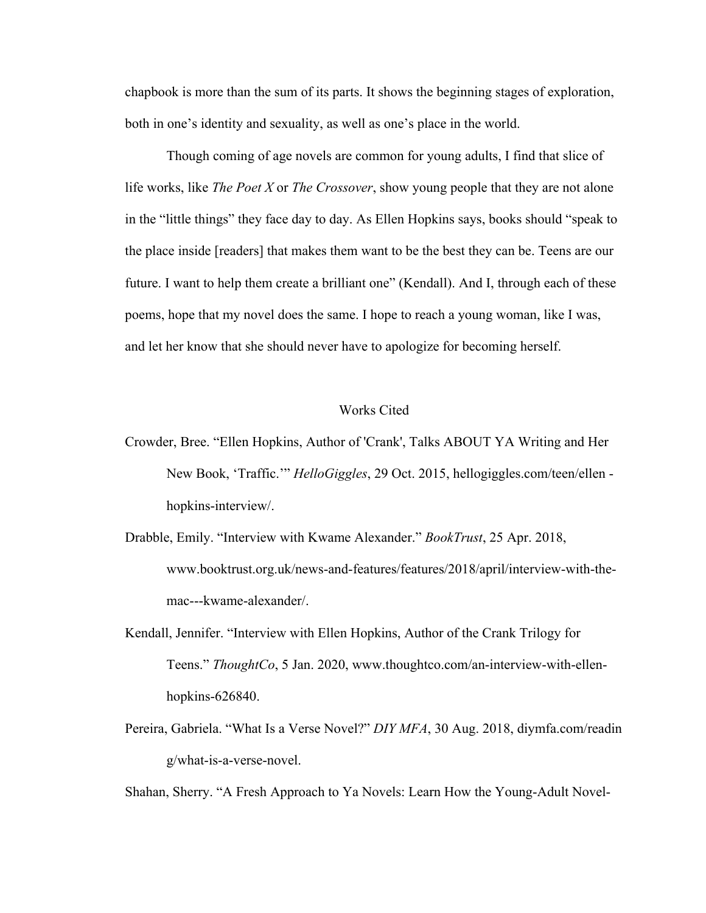chapbook is more than the sum of its parts. It shows the beginning stages of exploration, both in one's identity and sexuality, as well as one's place in the world.

Though coming of age novels are common for young adults, I find that slice of life works, like *The Poet X* or *The Crossover*, show young people that they are not alone in the "little things" they face day to day. As Ellen Hopkins says, books should "speak to the place inside [readers] that makes them want to be the best they can be. Teens are our future. I want to help them create a brilliant one" (Kendall). And I, through each of these poems, hope that my novel does the same. I hope to reach a young woman, like I was, and let her know that she should never have to apologize for becoming herself.

## Works Cited

Crowder, Bree. "Ellen Hopkins, Author of 'Crank', Talks ABOUT YA Writing and Her New Book, 'Traffic.'" *HelloGiggles*, 29 Oct. 2015, hellogiggles.com/teen/ellen -hopkins-interview/.

Drabble, Emily. "Interview with Kwame Alexander." *BookTrust*, 25 Apr. 2018, www.booktrust.org.uk/news-and-features/features/2018/april/interview-with-the-mac---kwame-alexander/.

Kendall, Jennifer. "Interview with Ellen Hopkins, Author of the Crank Trilogy for Teens." *ThoughtCo*, 5 Jan. 2020, www.thoughtco.com/an-interview-with-ellen-hopkins-626840.

Pereira, Gabriela. "What Is a Verse Novel?" *DIY MFA*, 30 Aug. 2018, diymfa.com/reading/what-is-a-verse-novel.

Shahan, Sherry. "A Fresh Approach to Ya Novels: Learn How the Young-Adult Novel-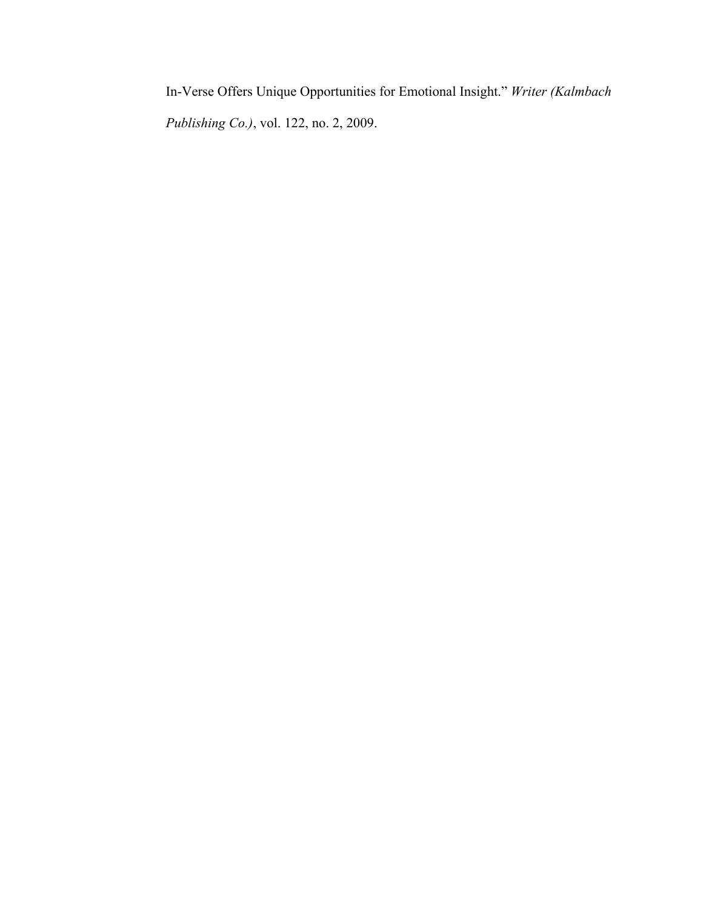In-Verse Offers Unique Opportunities for Emotional Insight." *Writer (Kalmbach Publishing Co.)*, vol. 122, no. 2, 2009.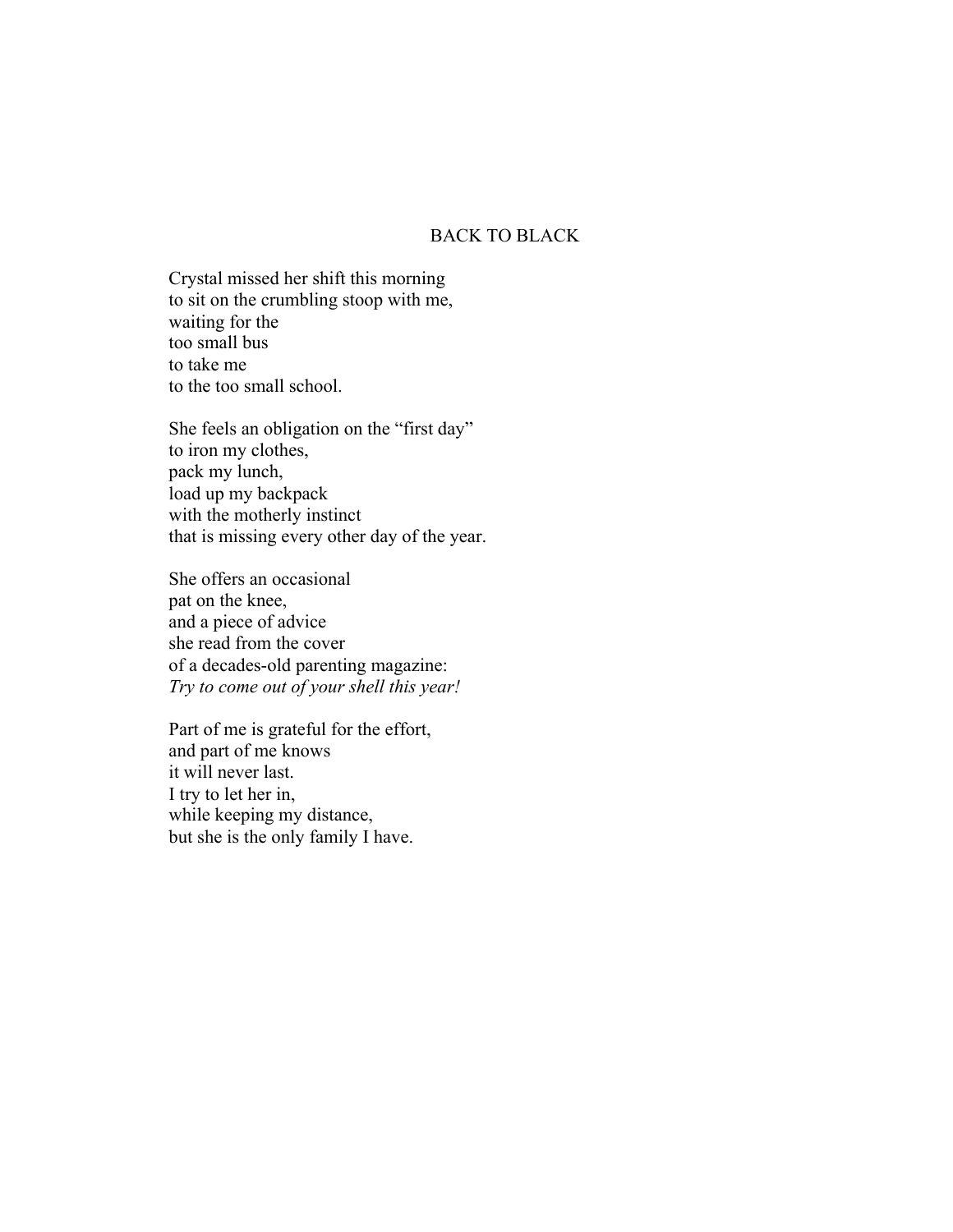# BACK TO BLACK

Crystal missed her shift this morning  
to sit on the crumbling stoop with me,  
waiting for the  
too small bus  
to take me  
to the too small school.

She feels an obligation on the "first day"  
to iron my clothes,  
pack my lunch,  
load up my backpack  
with the motherly instinct  
that is missing every other day of the year.

She offers an occasional  
pat on the knee,  
and a piece of advice  
she read from the cover  
of a decades-old parenting magazine:  
*Try to come out of your shell this year!*

Part of me is grateful for the effort,  
and part of me knows  
it will never last.  
I try to let her in,  
while keeping my distance,  
but she is the only family I have.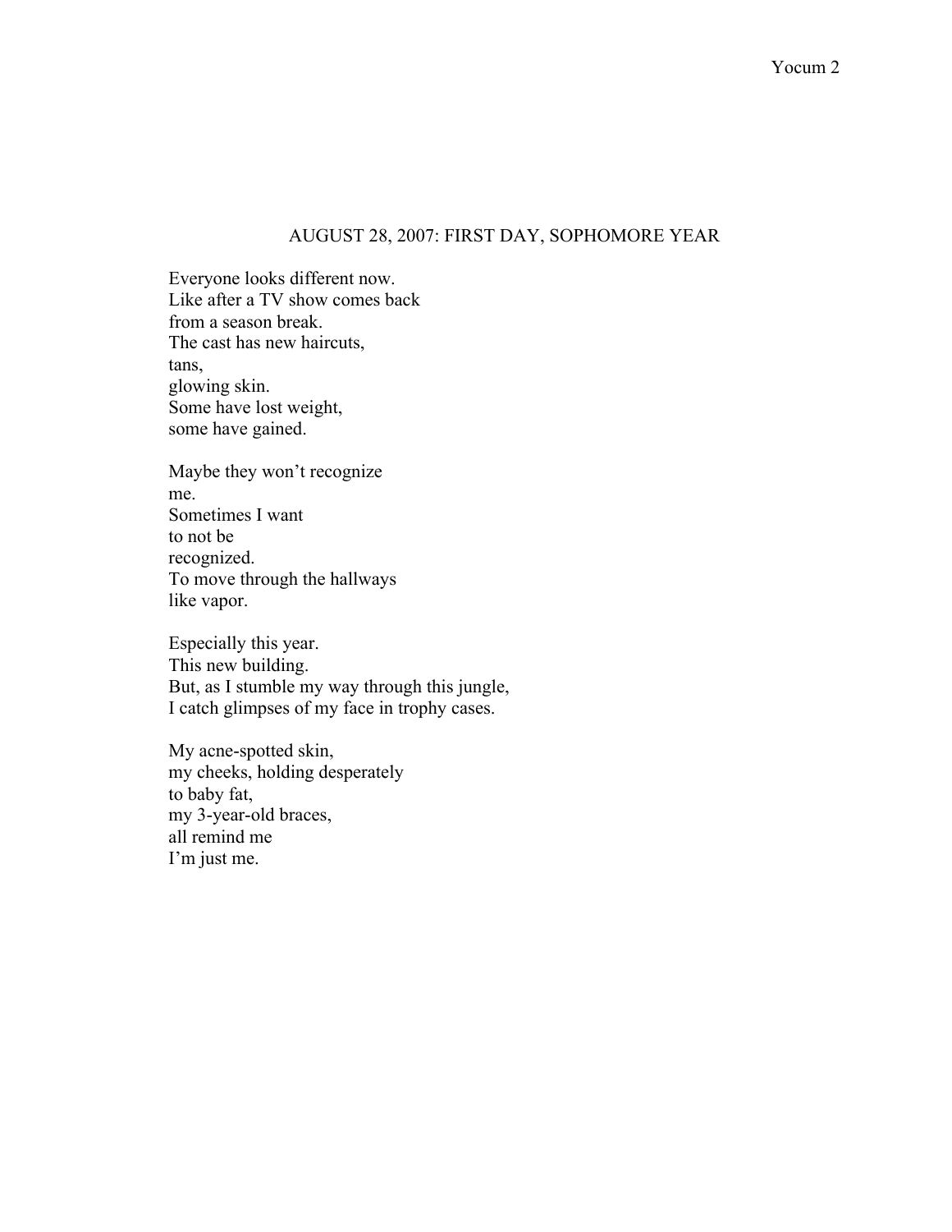## AUGUST 28, 2007: FIRST DAY, SOPHOMORE YEAR

Everyone looks different now.  
Like after a TV show comes back  
from a season break.  
The cast has new haircuts,  
tans,  
glowing skin.  
Some have lost weight,  
some have gained.

Maybe they won't recognize  
me.  
Sometimes I want  
to not be  
recognized.  
To move through the hallways  
like vapor.

Especially this year.  
This new building.  
But, as I stumble my way through this jungle,  
I catch glimpses of my face in trophy cases.

My acne-spotted skin,  
my cheeks, holding desperately  
to baby fat,  
my 3-year-old braces,  
all remind me  
I'm just me.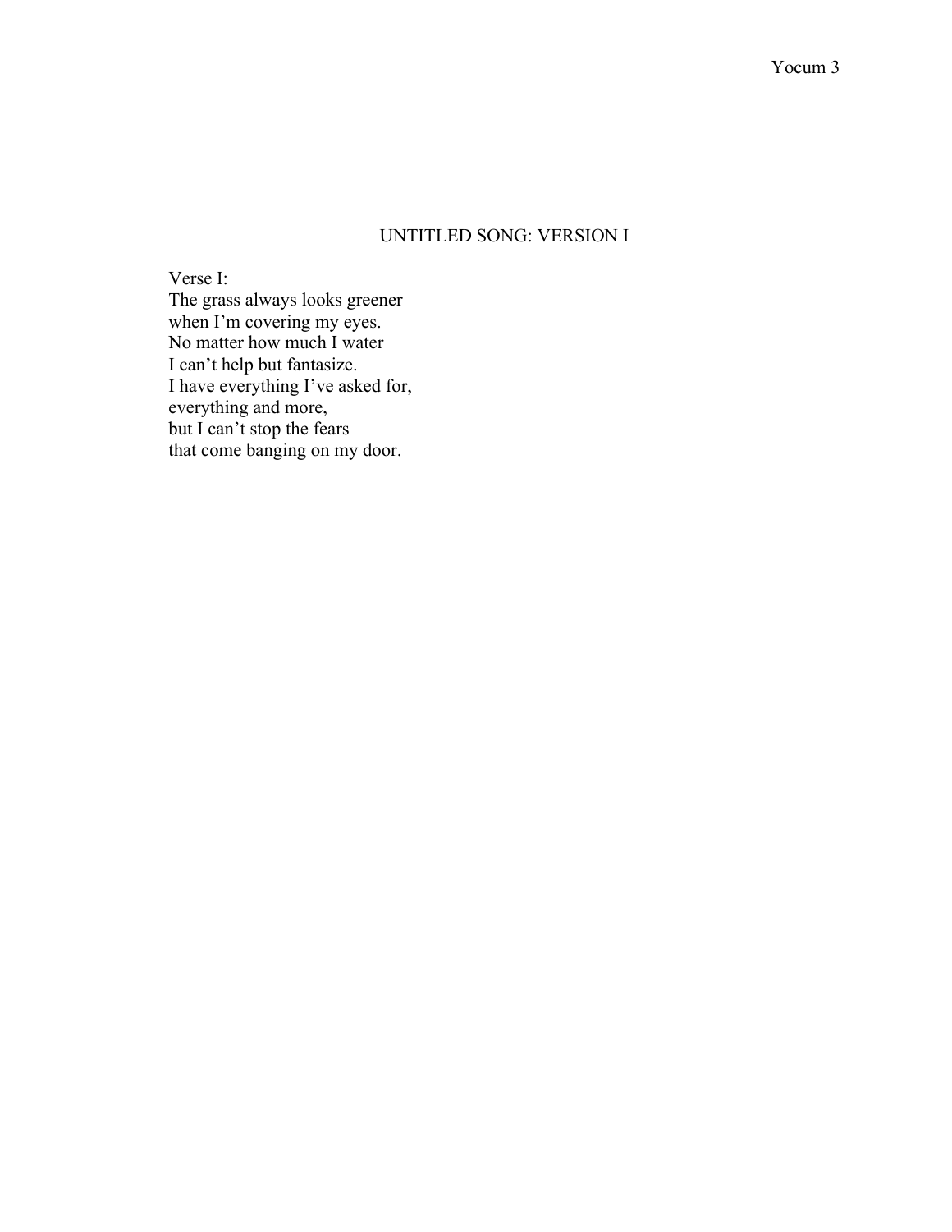# UNTITLED SONG: VERSION I

Verse I:  
The grass always looks greener  
when I'm covering my eyes.  
No matter how much I water  
I can't help but fantasize.  
I have everything I've asked for,  
everything and more,  
but I can't stop the fears  
that come banging on my door.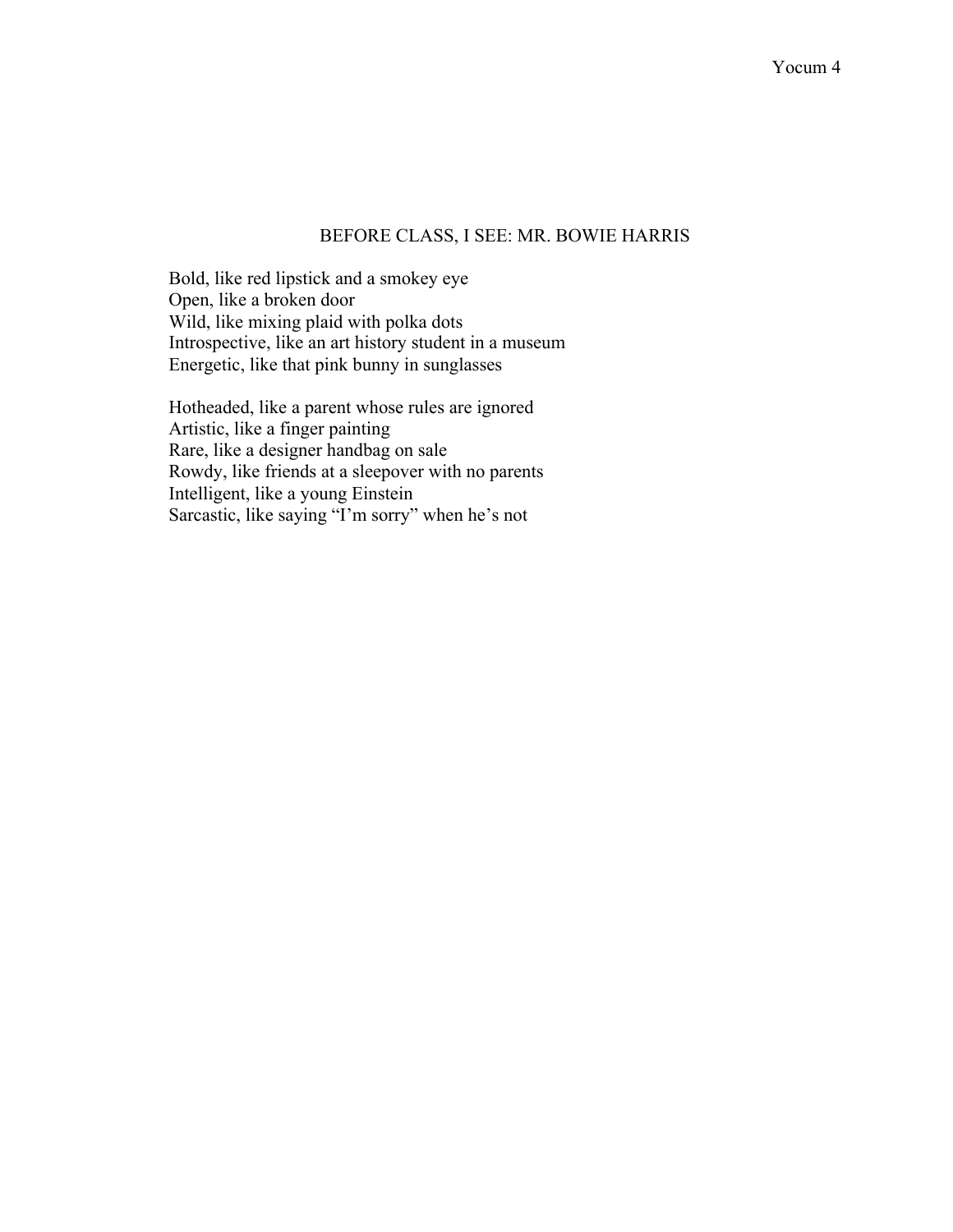## BEFORE CLASS, I SEE: MR. BOWIE HARRIS

Bold, like red lipstick and a smokey eye
Open, like a broken door
Wild, like mixing plaid with polka dots
Introspective, like an art history student in a museum
Energetic, like that pink bunny in sunglasses

Hotheaded, like a parent whose rules are ignored
Artistic, like a finger painting
Rare, like a designer handbag on sale
Rowdy, like friends at a sleepover with no parents
Intelligent, like a young Einstein
Sarcastic, like saying "I'm sorry" when he's not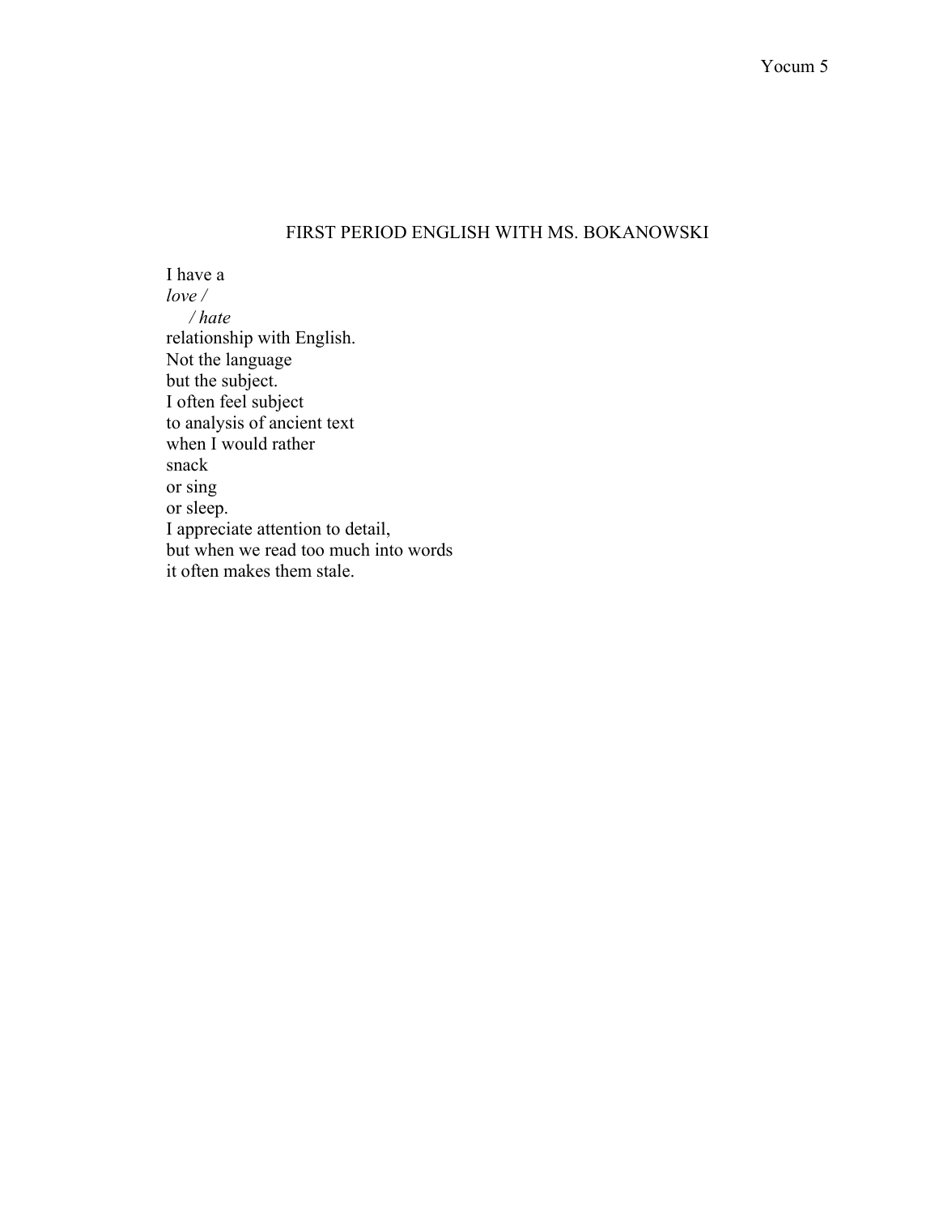## FIRST PERIOD ENGLISH WITH MS. BOKANOWSKI

I have a  
*love /*  
    */ hate*  
relationship with English.  
Not the language  
but the subject.  
I often feel subject  
to analysis of ancient text  
when I would rather  
snack  
or sing  
or sleep.  
I appreciate attention to detail,  
but when we read too much into words  
it often makes them stale.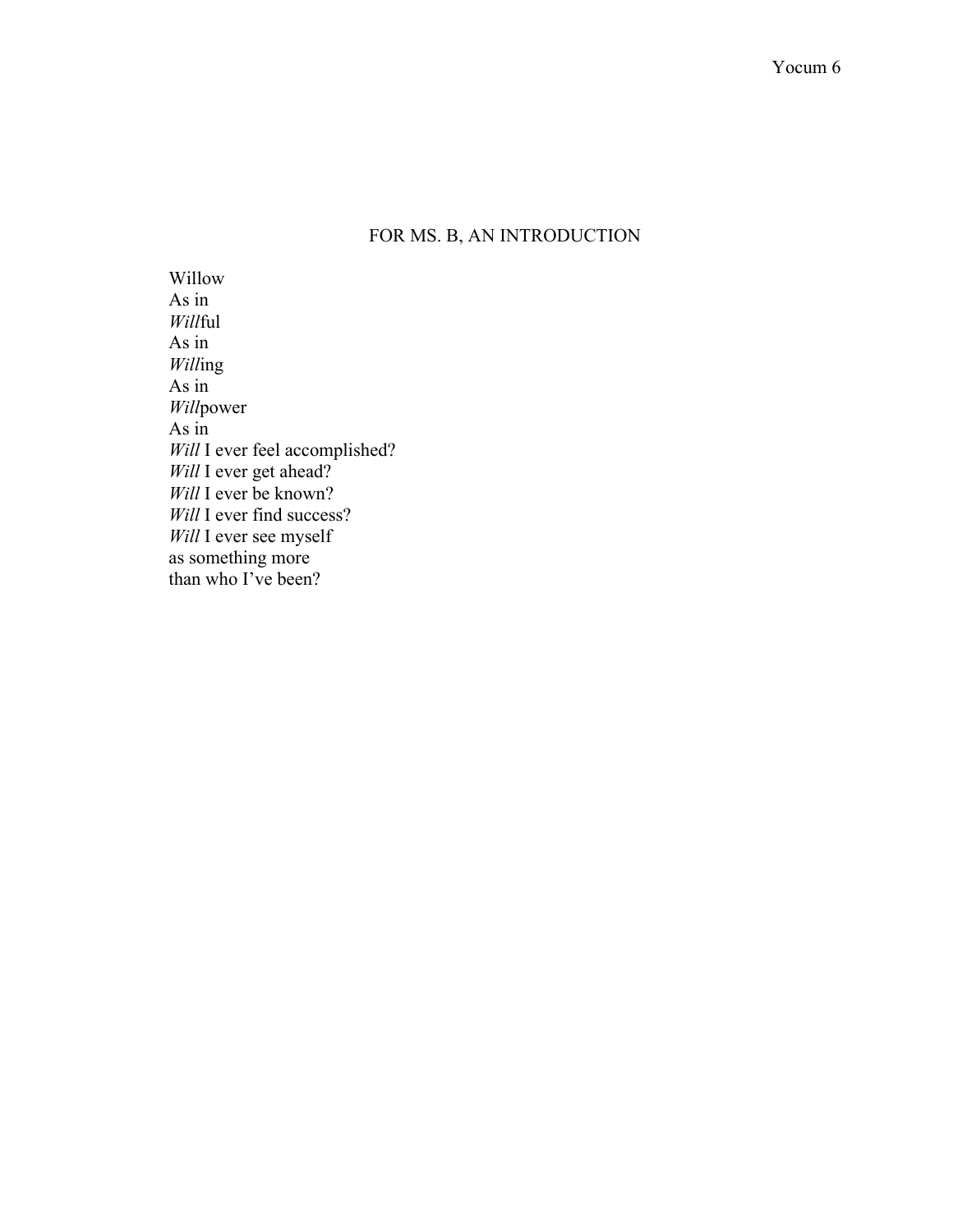## FOR MS. B, AN INTRODUCTION

Willow  
As in  
*Will*ful  
As in  
*Will*ing  
As in  
*Will*power  
As in  
*Will* I ever feel accomplished?  
*Will* I ever get ahead?  
*Will* I ever be known?  
*Will* I ever find success?  
*Will* I ever see myself  
as something more  
than who I've been?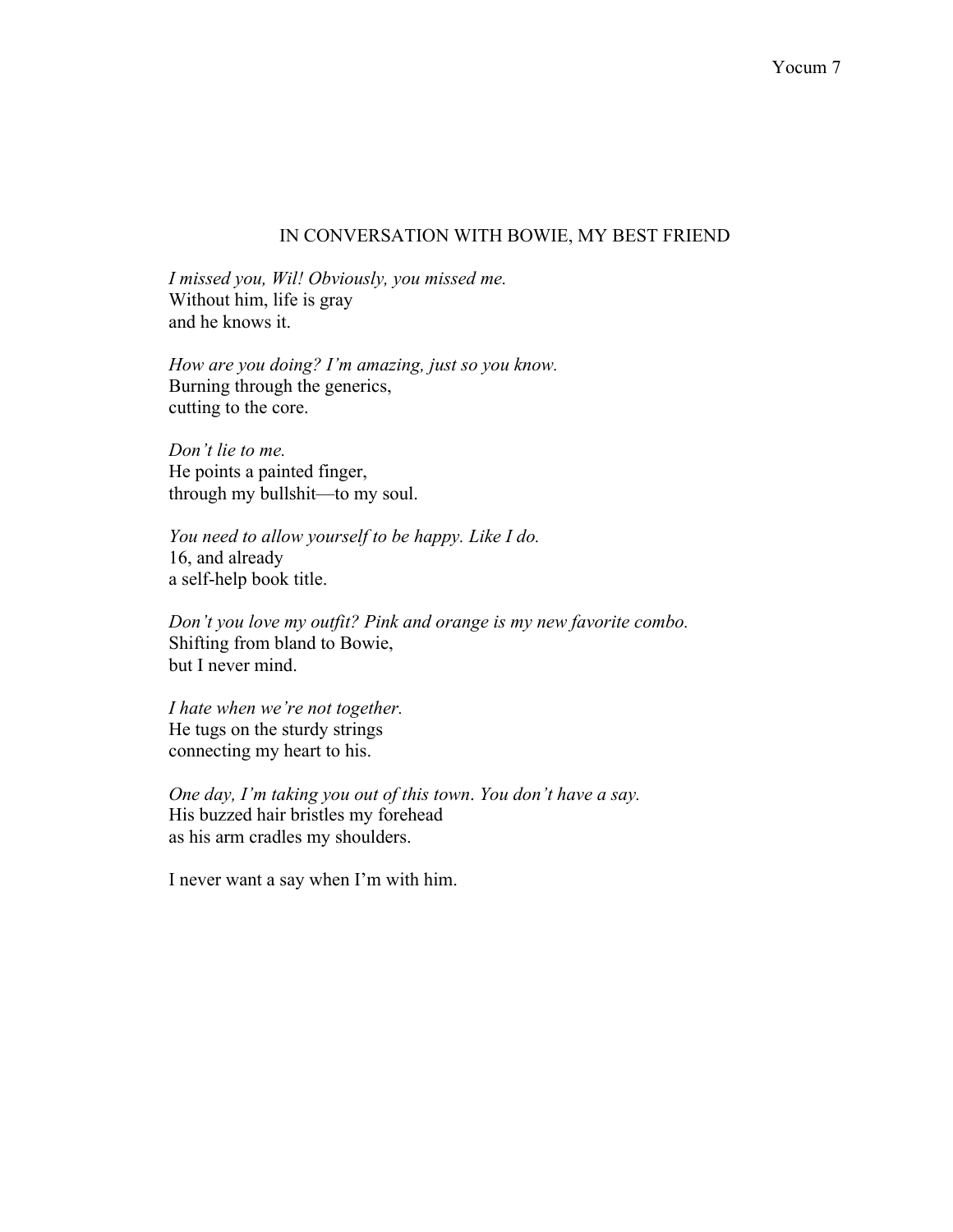## IN CONVERSATION WITH BOWIE, MY BEST FRIEND

*I missed you, Wil! Obviously, you missed me.*  
Without him, life is gray  
and he knows it.

*How are you doing? I'm amazing, just so you know.*  
Burning through the generics,  
cutting to the core.

*Don't lie to me.*  
He points a painted finger,  
through my bullshit—to my soul.

*You need to allow yourself to be happy. Like I do.*  
16, and already  
a self-help book title.

*Don't you love my outfit? Pink and orange is my new favorite combo.*  
Shifting from bland to Bowie,  
but I never mind.

*I hate when we're not together.*  
He tugs on the sturdy strings  
connecting my heart to his.

*One day, I'm taking you out of this town. You don't have a say.*  
His buzzed hair bristles my forehead  
as his arm cradles my shoulders.

I never want a say when I'm with him.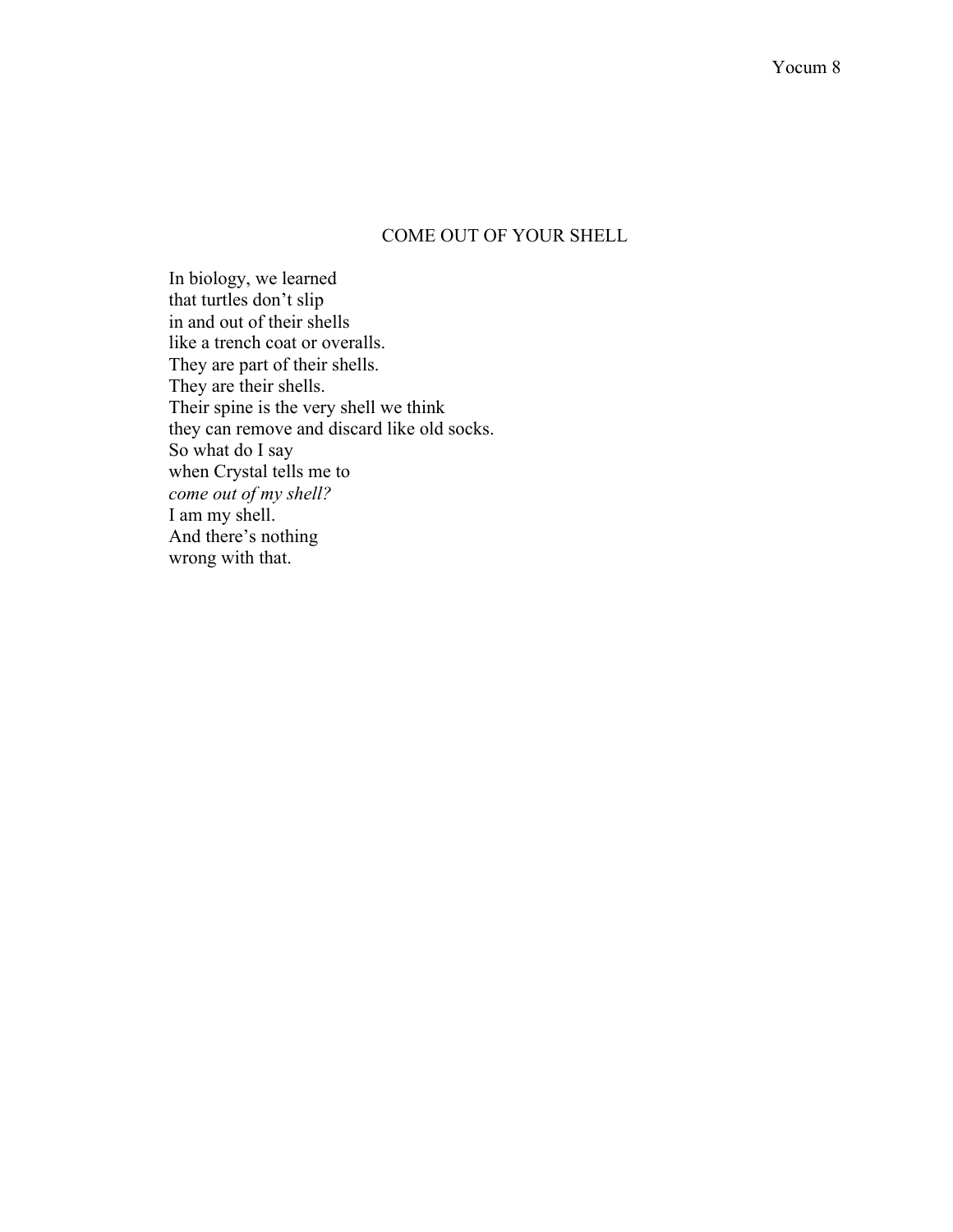## COME OUT OF YOUR SHELL

In biology, we learned  
that turtles don't slip  
in and out of their shells  
like a trench coat or overalls.  
They are part of their shells.  
They are their shells.  
Their spine is the very shell we think  
they can remove and discard like old socks.  
So what do I say  
when Crystal tells me to  
*come out of my shell?*  
I am my shell.  
And there's nothing  
wrong with that.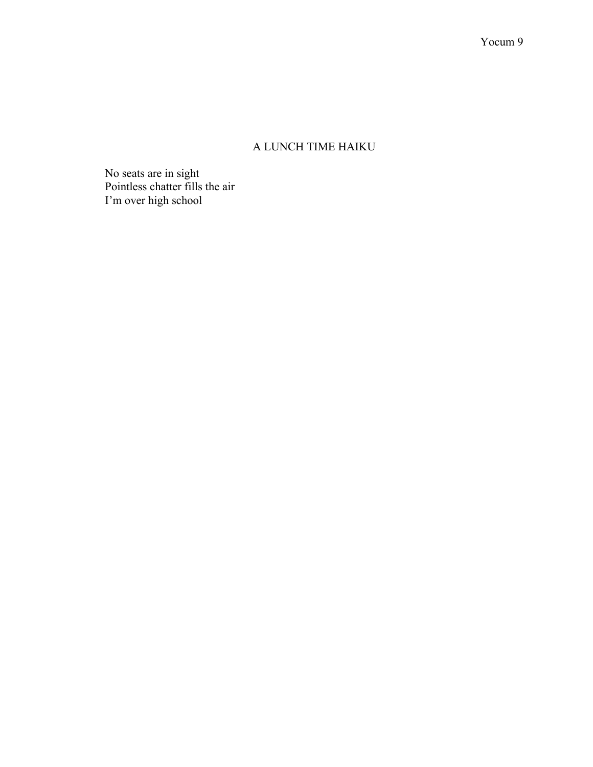# A LUNCH TIME HAIKU

No seats are in sight  
Pointless chatter fills the air  
I'm over high school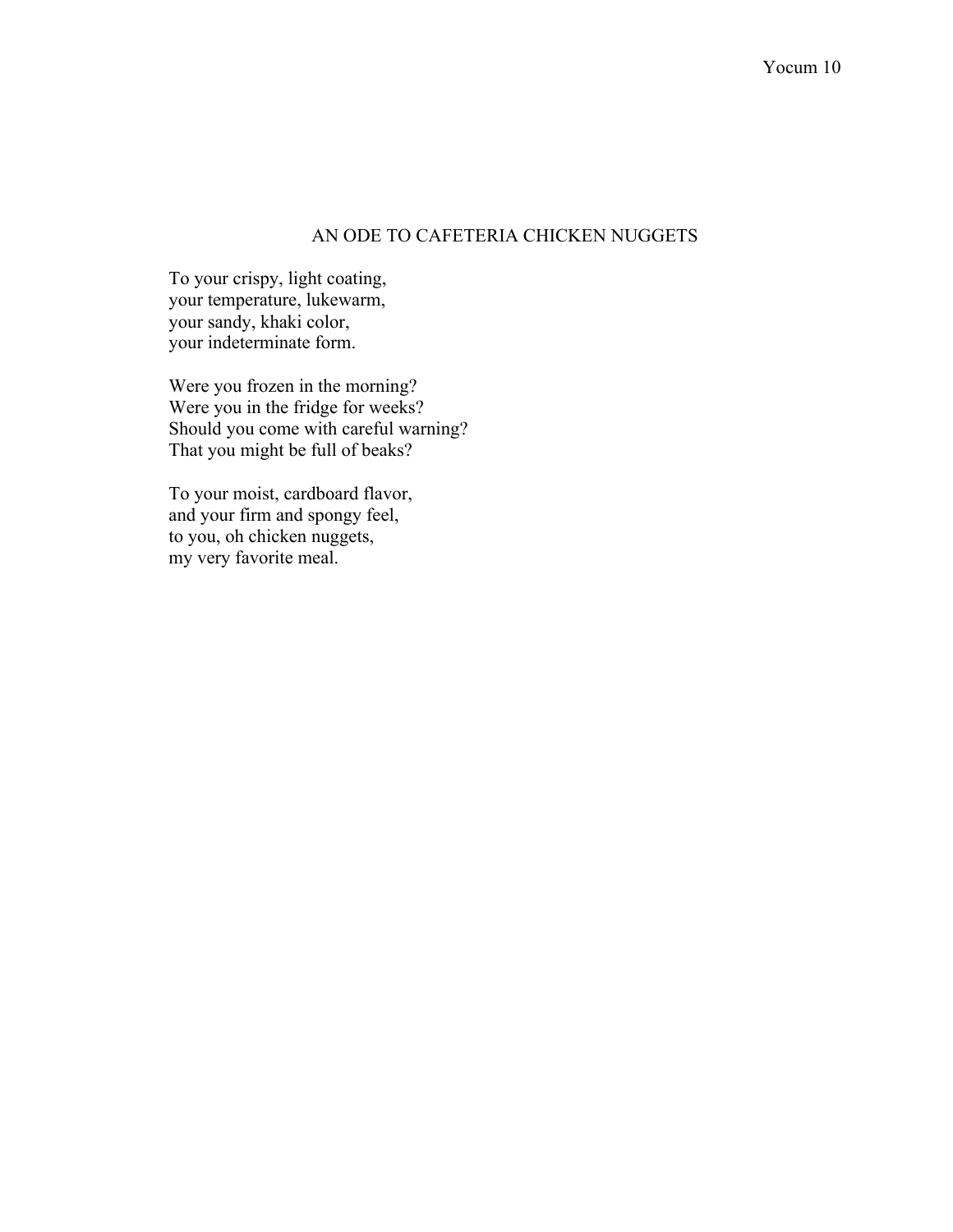# AN ODE TO CAFETERIA CHICKEN NUGGETS

To your crispy, light coating,
your temperature, lukewarm,
your sandy, khaki color,
your indeterminate form.

Were you frozen in the morning?
Were you in the fridge for weeks?
Should you come with careful warning?
That you might be full of beaks?

To your moist, cardboard flavor,
and your firm and spongy feel,
to you, oh chicken nuggets,
my very favorite meal.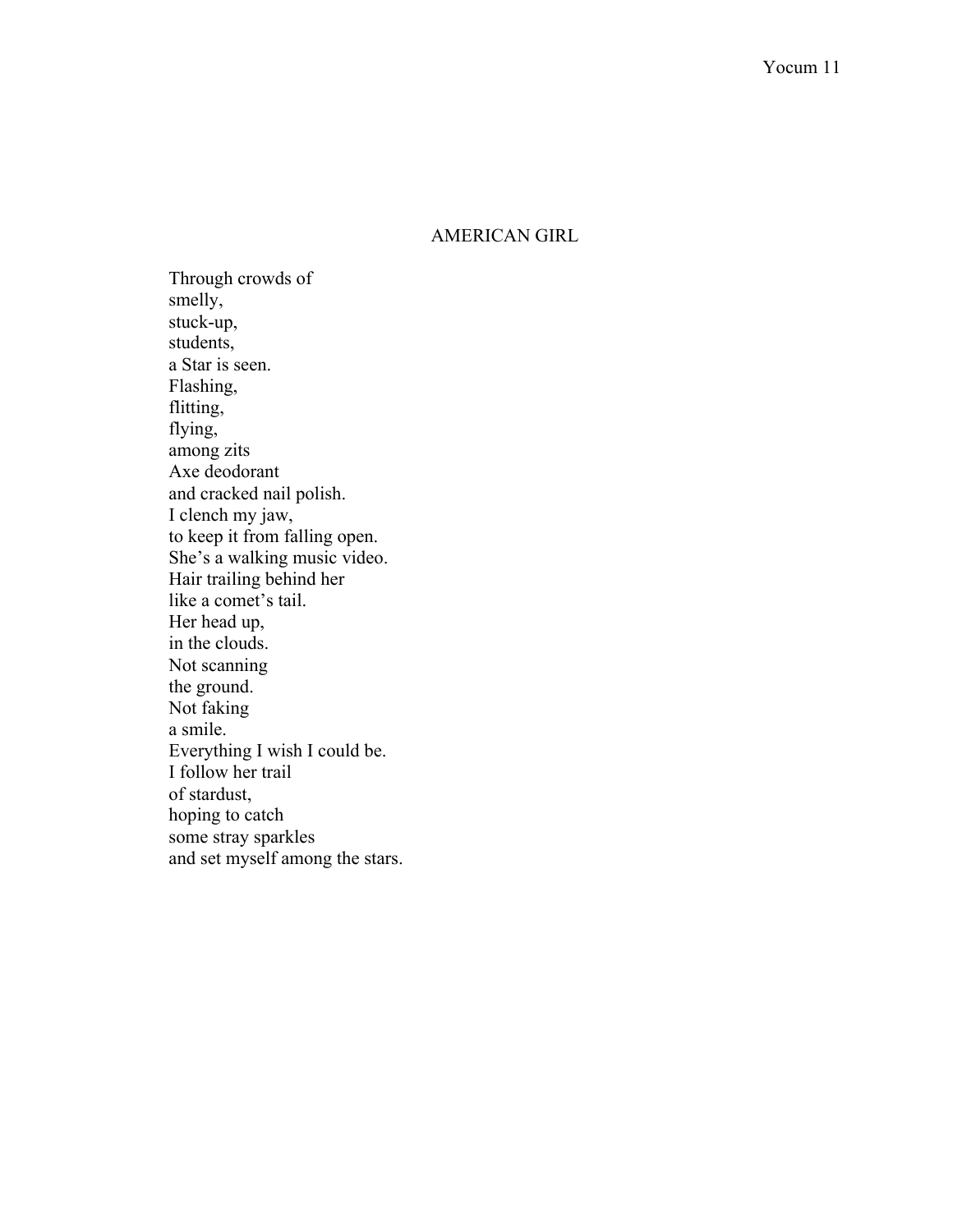# AMERICAN GIRL

Through crowds of  
smelly,  
stuck-up,  
students,  
a Star is seen.  
Flashing,  
flitting,  
flying,  
among zits  
Axe deodorant  
and cracked nail polish.  
I clench my jaw,  
to keep it from falling open.  
She's a walking music video.  
Hair trailing behind her  
like a comet's tail.  
Her head up,  
in the clouds.  
Not scanning  
the ground.  
Not faking  
a smile.  
Everything I wish I could be.  
I follow her trail  
of stardust,  
hoping to catch  
some stray sparkles  
and set myself among the stars.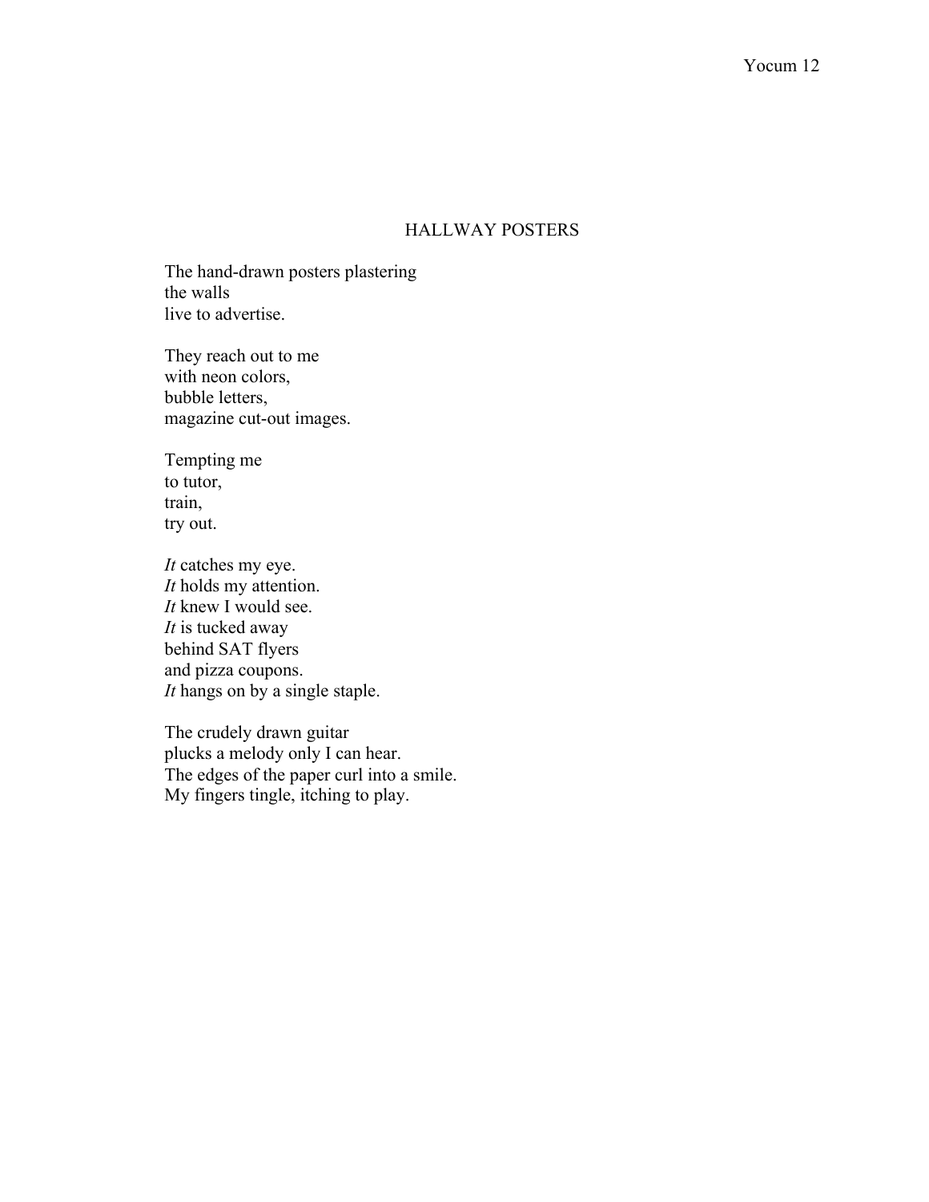# HALLWAY POSTERS

The hand-drawn posters plastering
the walls
live to advertise.

They reach out to me
with neon colors,
bubble letters,
magazine cut-out images.

Tempting me
to tutor,
train,
try out.

*It* catches my eye.
*It* holds my attention.
*It* knew I would see.
*It* is tucked away
behind SAT flyers
and pizza coupons.
*It* hangs on by a single staple.

The crudely drawn guitar
plucks a melody only I can hear.
The edges of the paper curl into a smile.
My fingers tingle, itching to play.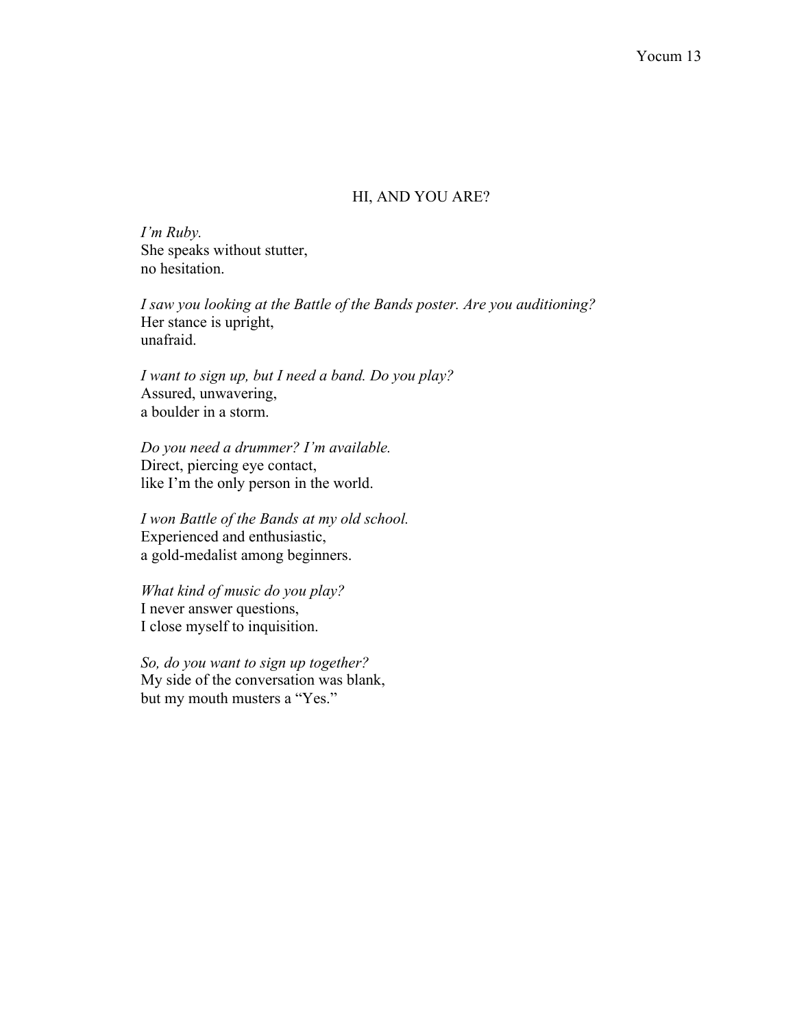## HI, AND YOU ARE?

*I'm Ruby.*
She speaks without stutter,
no hesitation.

*I saw you looking at the Battle of the Bands poster. Are you auditioning?*
Her stance is upright,
unafraid.

*I want to sign up, but I need a band. Do you play?*
Assured, unwavering,
a boulder in a storm.

*Do you need a drummer? I'm available.*
Direct, piercing eye contact,
like I'm the only person in the world.

*I won Battle of the Bands at my old school.*
Experienced and enthusiastic,
a gold-medalist among beginners.

*What kind of music do you play?*
I never answer questions,
I close myself to inquisition.

*So, do you want to sign up together?*
My side of the conversation was blank,
but my mouth musters a "Yes."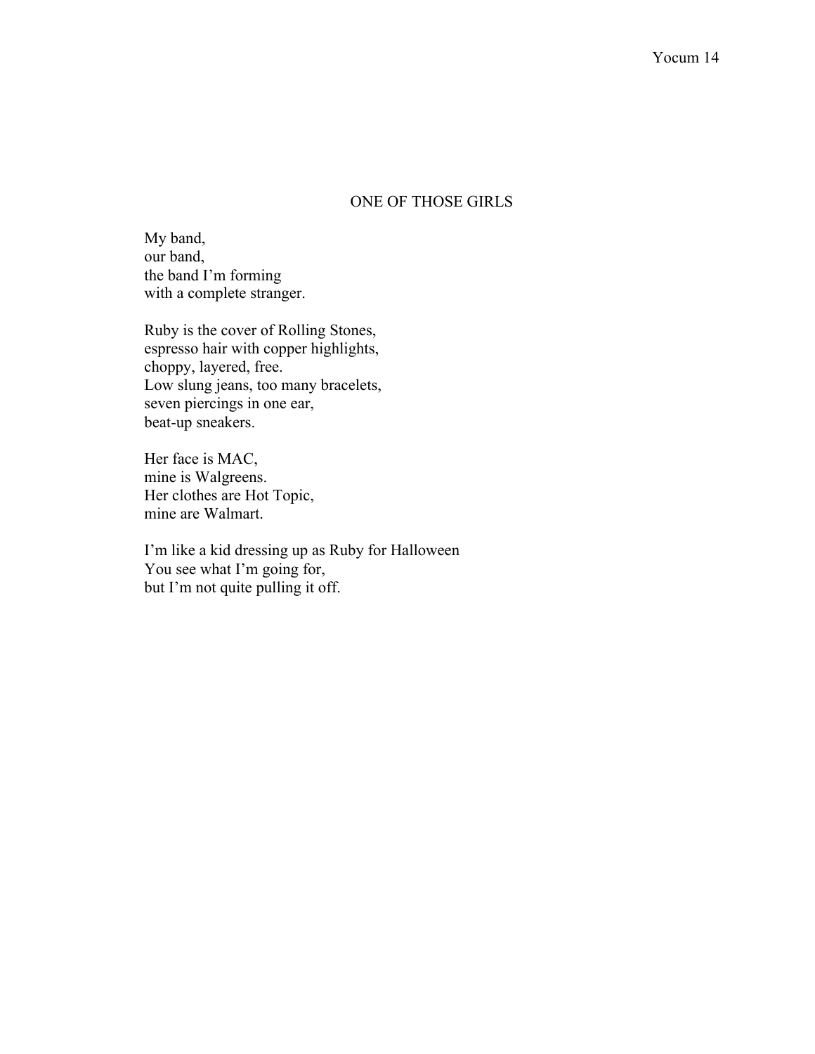## ONE OF THOSE GIRLS

My band,  
our band,  
the band I'm forming  
with a complete stranger.

Ruby is the cover of Rolling Stones,  
espresso hair with copper highlights,  
choppy, layered, free.  
Low slung jeans, too many bracelets,  
seven piercings in one ear,  
beat-up sneakers.

Her face is MAC,  
mine is Walgreens.  
Her clothes are Hot Topic,  
mine are Walmart.

I'm like a kid dressing up as Ruby for Halloween  
You see what I'm going for,  
but I'm not quite pulling it off.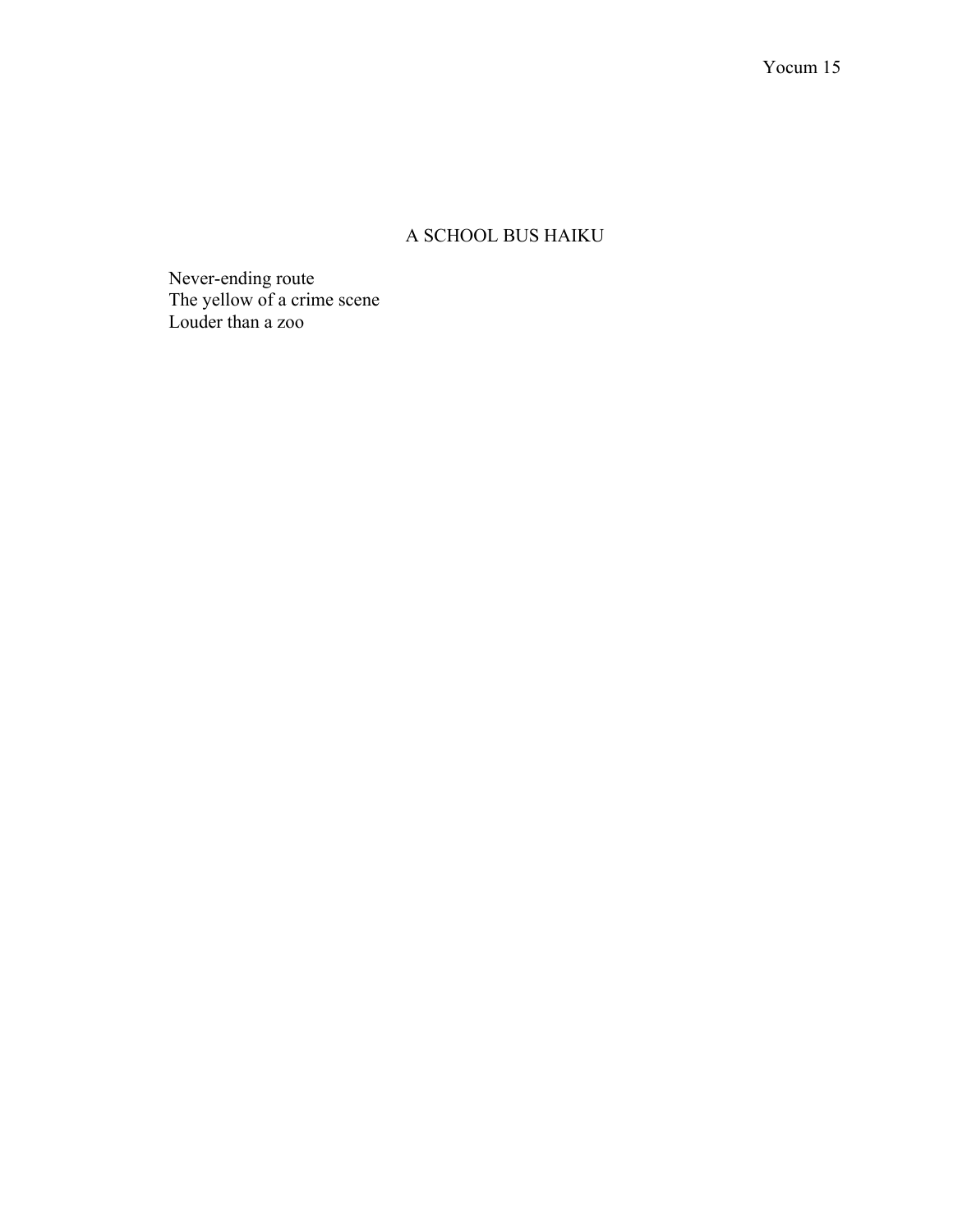# A SCHOOL BUS HAIKU

Never-ending route
The yellow of a crime scene
Louder than a zoo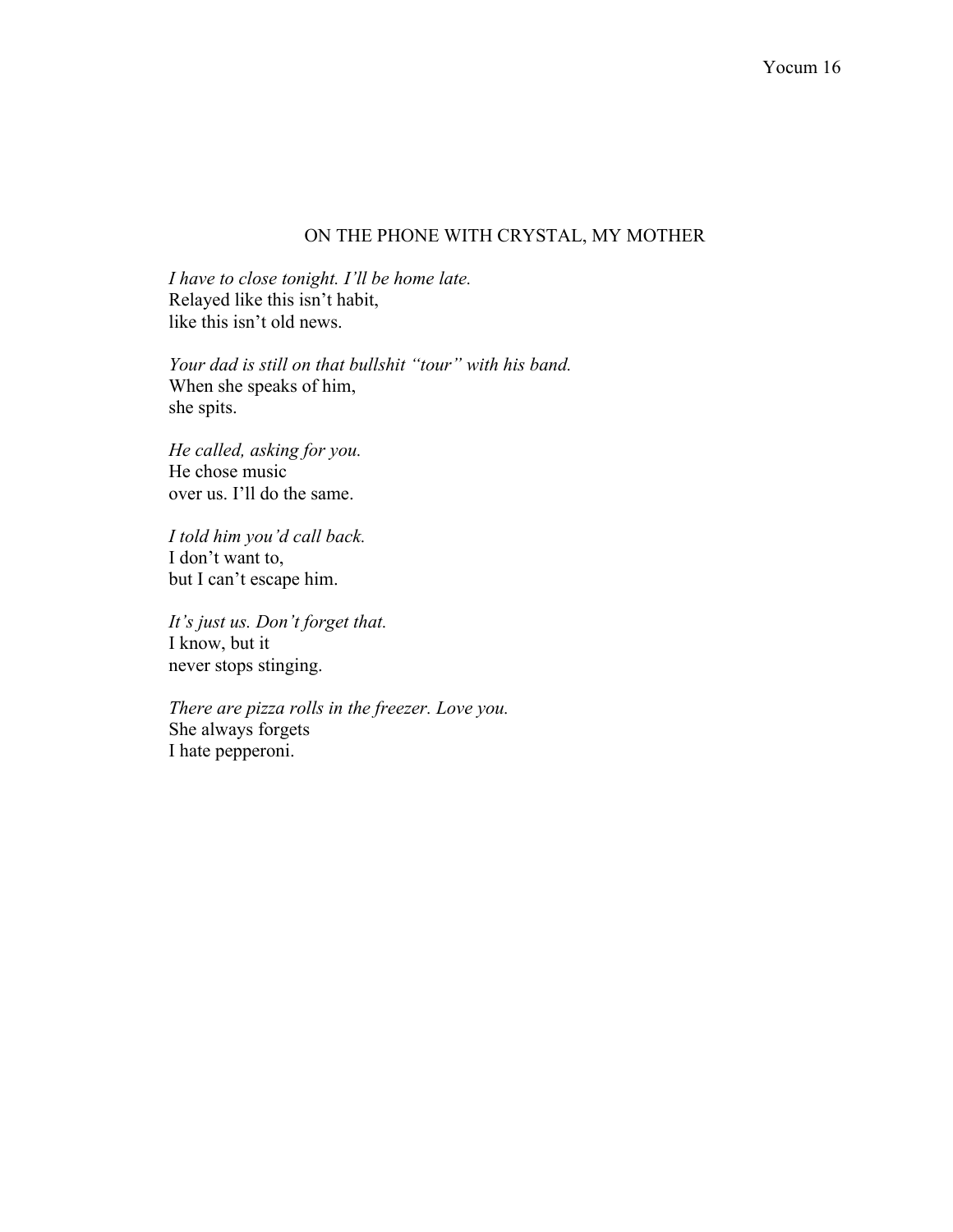## ON THE PHONE WITH CRYSTAL, MY MOTHER

*I have to close tonight. I'll be home late.*
Relayed like this isn't habit,
like this isn't old news.

*Your dad is still on that bullshit "tour" with his band.*
When she speaks of him,
she spits.

*He called, asking for you.*
He chose music
over us. I'll do the same.

*I told him you'd call back.*
I don't want to,
but I can't escape him.

*It's just us. Don't forget that.*
I know, but it
never stops stinging.

*There are pizza rolls in the freezer. Love you.*
She always forgets
I hate pepperoni.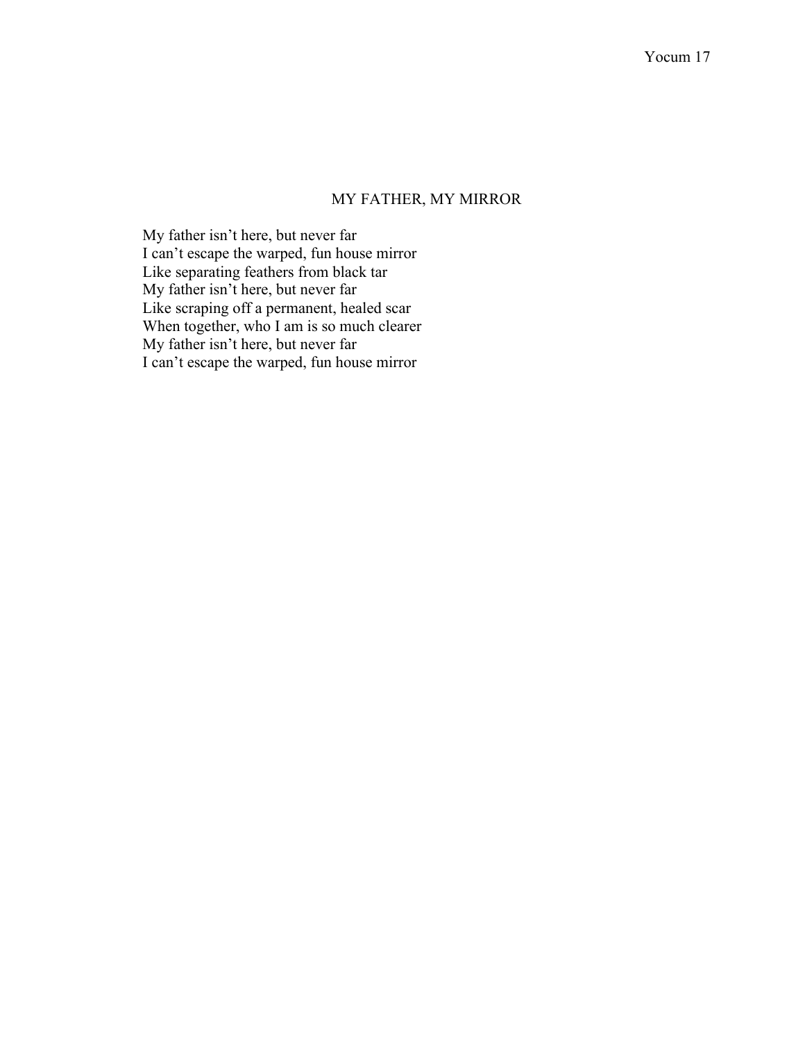## MY FATHER, MY MIRROR

My father isn't here, but never far  
I can't escape the warped, fun house mirror  
Like separating feathers from black tar  
My father isn't here, but never far  
Like scraping off a permanent, healed scar  
When together, who I am is so much clearer  
My father isn't here, but never far  
I can't escape the warped, fun house mirror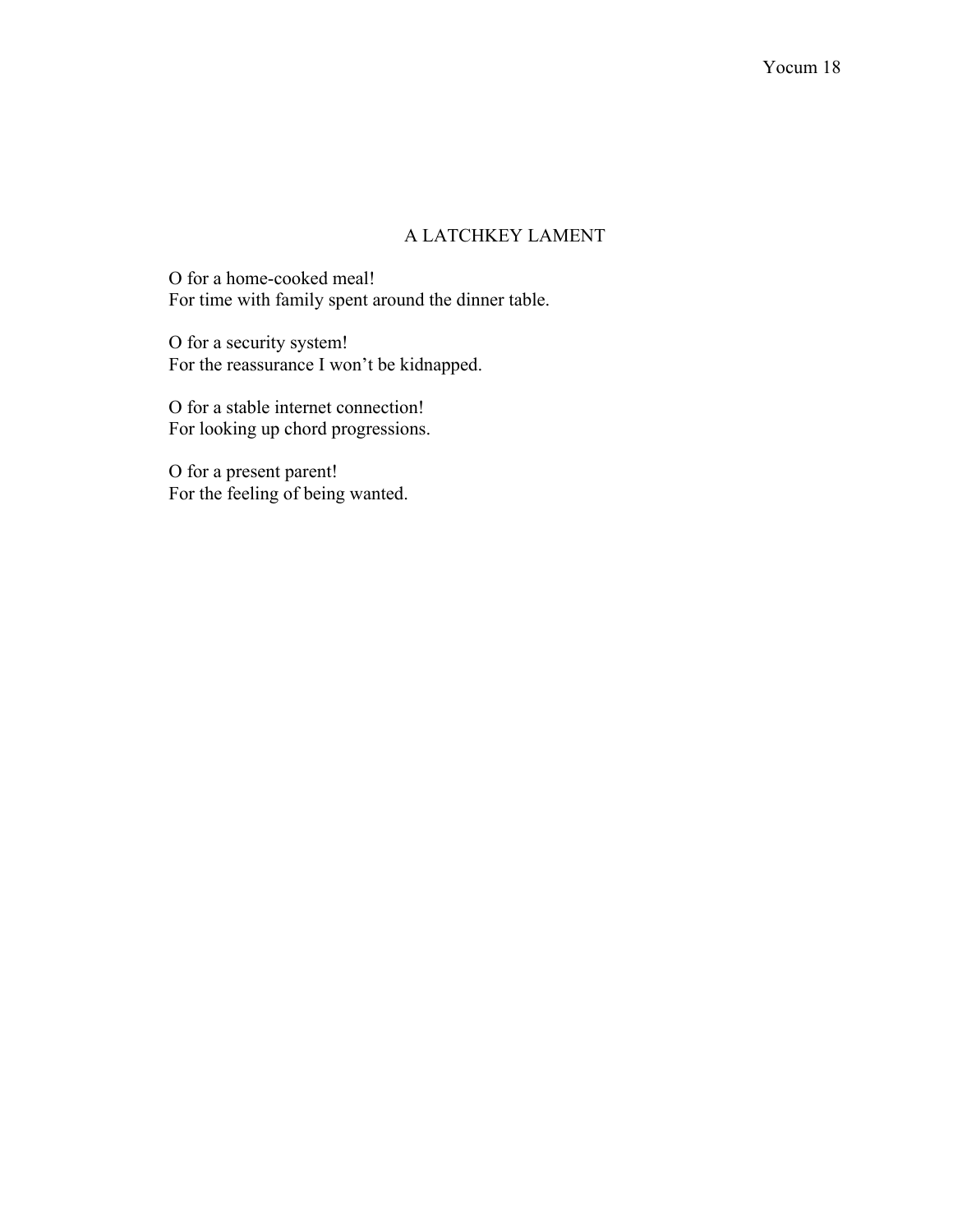# A LATCHKEY LAMENT

O for a home-cooked meal!  
For time with family spent around the dinner table.

O for a security system!  
For the reassurance I won't be kidnapped.

O for a stable internet connection!  
For looking up chord progressions.

O for a present parent!  
For the feeling of being wanted.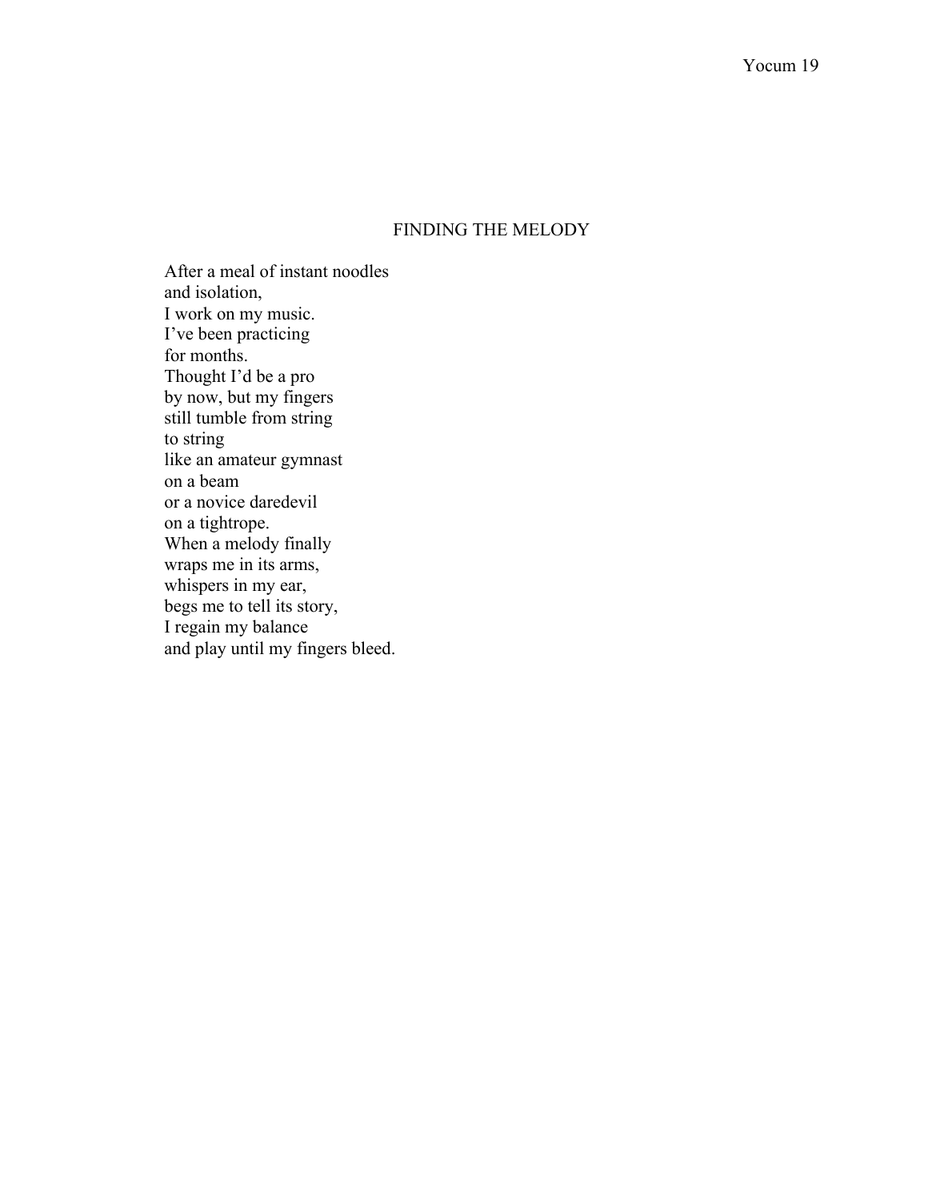# FINDING THE MELODY

After a meal of instant noodles  
and isolation,  
I work on my music.  
I've been practicing  
for months.  
Thought I'd be a pro  
by now, but my fingers  
still tumble from string  
to string  
like an amateur gymnast  
on a beam  
or a novice daredevil  
on a tightrope.  
When a melody finally  
wraps me in its arms,  
whispers in my ear,  
begs me to tell its story,  
I regain my balance  
and play until my fingers bleed.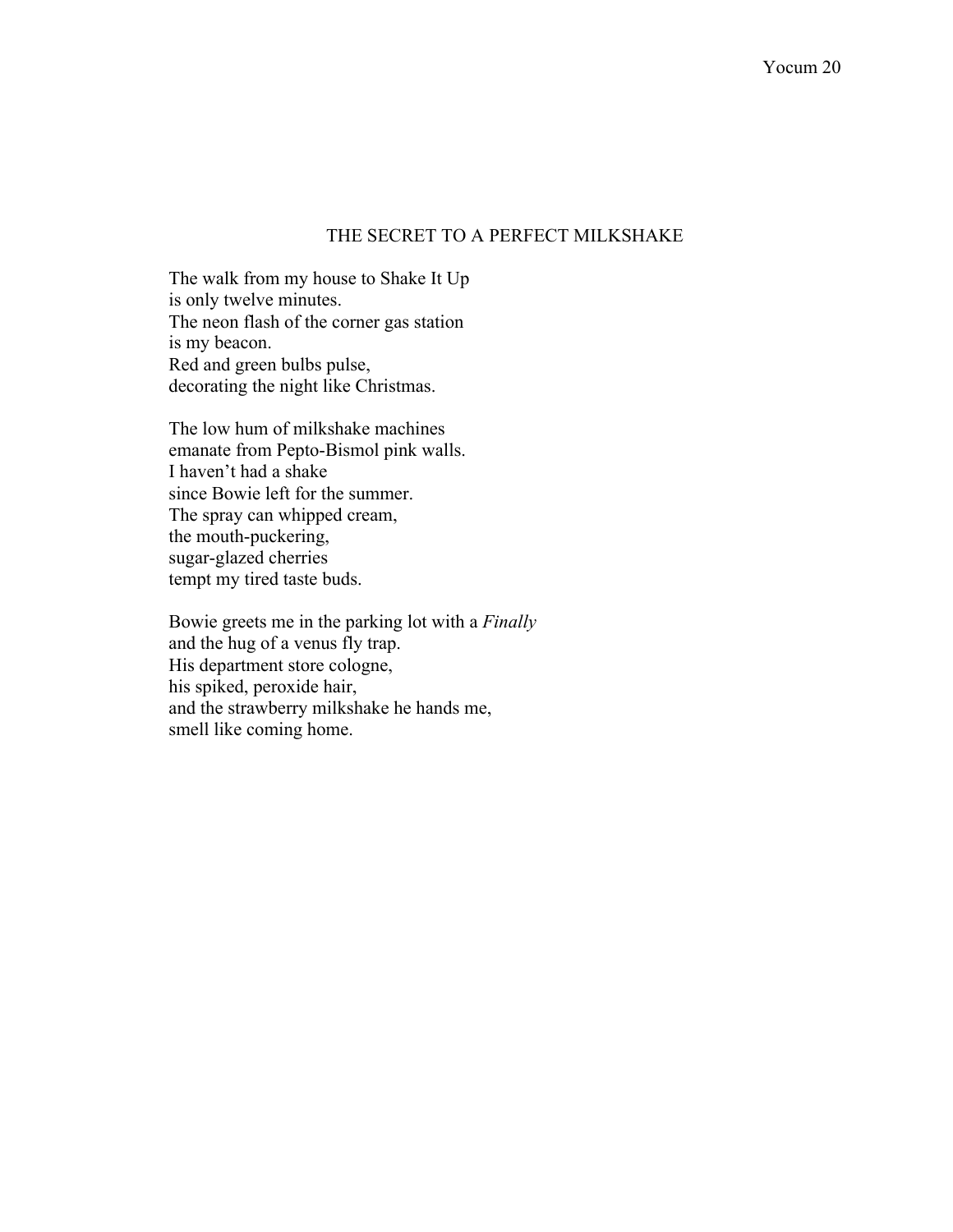## THE SECRET TO A PERFECT MILKSHAKE

The walk from my house to Shake It Up  
is only twelve minutes.  
The neon flash of the corner gas station  
is my beacon.  
Red and green bulbs pulse,  
decorating the night like Christmas.

The low hum of milkshake machines  
emanate from Pepto-Bismol pink walls.  
I haven't had a shake  
since Bowie left for the summer.  
The spray can whipped cream,  
the mouth-puckering,  
sugar-glazed cherries  
tempt my tired taste buds.

Bowie greets me in the parking lot with a *Finally*  
and the hug of a venus fly trap.  
His department store cologne,  
his spiked, peroxide hair,  
and the strawberry milkshake he hands me,  
smell like coming home.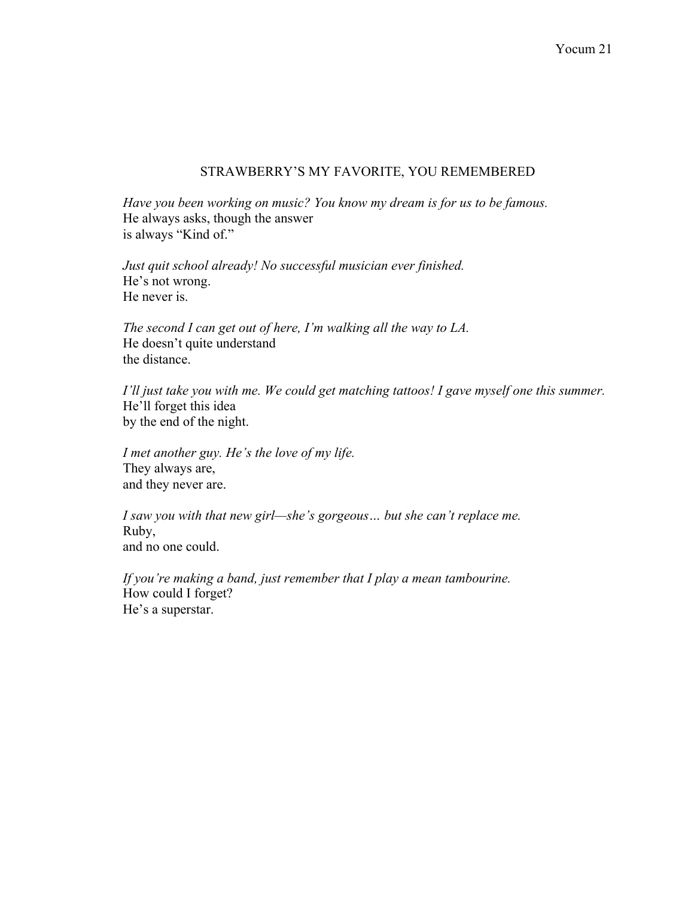# STRAWBERRY'S MY FAVORITE, YOU REMEMBERED

*Have you been working on music? You know my dream is for us to be famous.*
He always asks, though the answer
is always "Kind of."

*Just quit school already! No successful musician ever finished.*
He's not wrong.
He never is.

*The second I can get out of here, I'm walking all the way to LA.*
He doesn't quite understand
the distance.

*I'll just take you with me. We could get matching tattoos! I gave myself one this summer.*
He'll forget this idea
by the end of the night.

*I met another guy. He's the love of my life.*
They always are,
and they never are.

*I saw you with that new girl—she's gorgeous… but she can't replace me.*
Ruby,
and no one could.

*If you're making a band, just remember that I play a mean tambourine.*
How could I forget?
He's a superstar.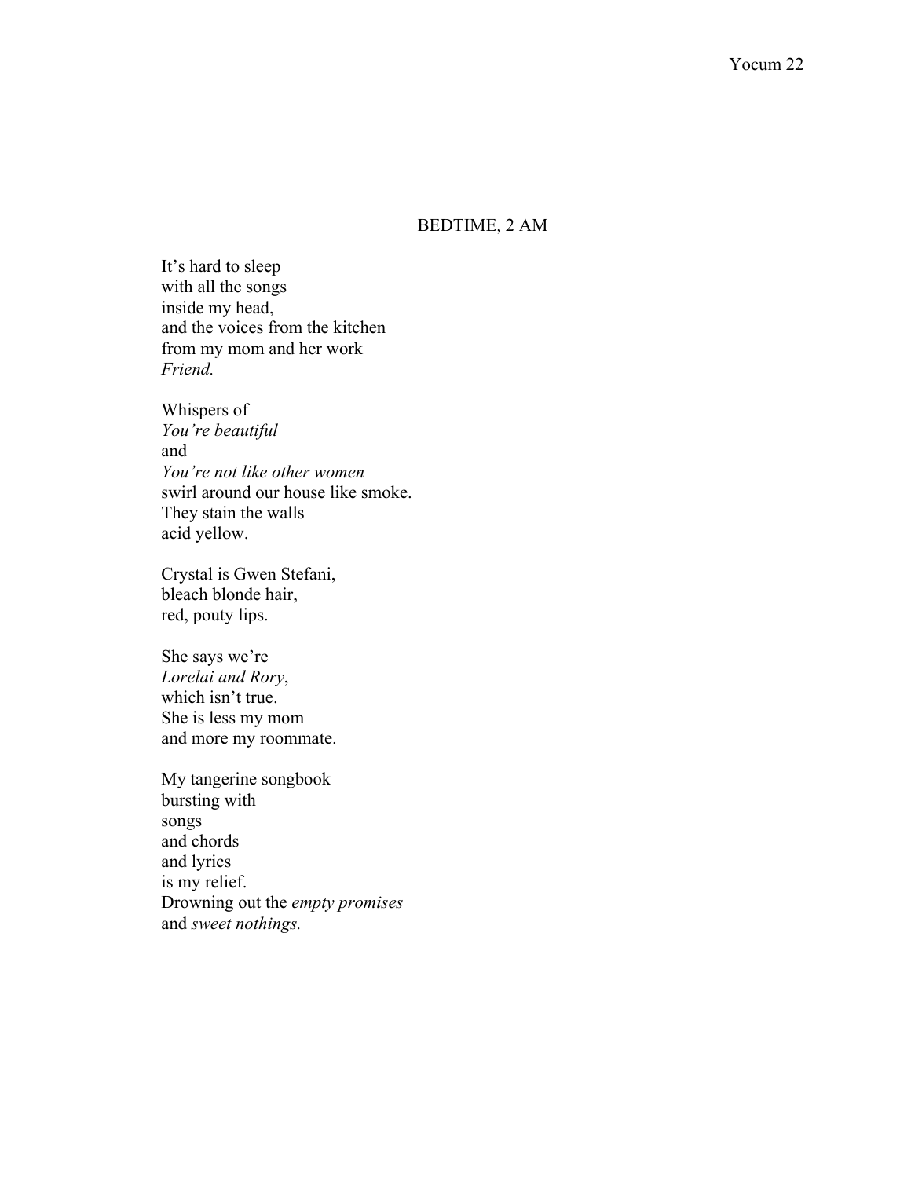# BEDTIME, 2 AM

It's hard to sleep  
with all the songs  
inside my head,  
and the voices from the kitchen  
from my mom and her work  
*Friend.*

Whispers of  
*You're beautiful*  
and  
*You're not like other women*  
swirl around our house like smoke.  
They stain the walls  
acid yellow.

Crystal is Gwen Stefani,  
bleach blonde hair,  
red, pouty lips.

She says we're  
*Lorelai and Rory*,  
which isn't true.  
She is less my mom  
and more my roommate.

My tangerine songbook  
bursting with  
songs  
and chords  
and lyrics  
is my relief.  
Drowning out the *empty promises*  
and *sweet nothings.*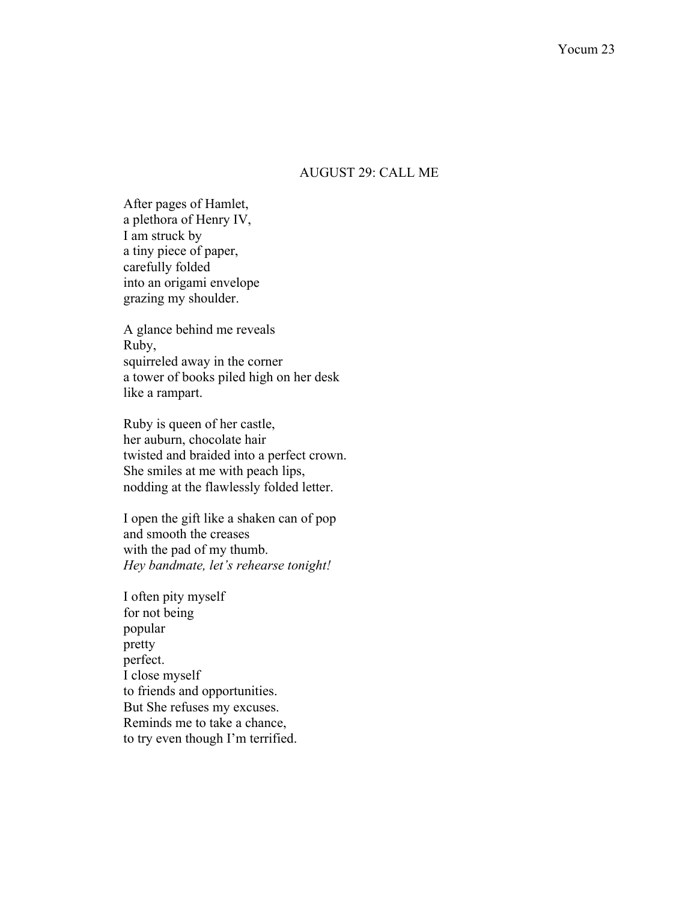## AUGUST 29: CALL ME

After pages of Hamlet,  
a plethora of Henry IV,  
I am struck by  
a tiny piece of paper,  
carefully folded  
into an origami envelope  
grazing my shoulder.

A glance behind me reveals  
Ruby,  
squirreled away in the corner  
a tower of books piled high on her desk  
like a rampart.

Ruby is queen of her castle,  
her auburn, chocolate hair  
twisted and braided into a perfect crown.  
She smiles at me with peach lips,  
nodding at the flawlessly folded letter.

I open the gift like a shaken can of pop  
and smooth the creases  
with the pad of my thumb.  
*Hey bandmate, let's rehearse tonight!*

I often pity myself  
for not being  
popular  
pretty  
perfect.  
I close myself  
to friends and opportunities.  
But She refuses my excuses.  
Reminds me to take a chance,  
to try even though I'm terrified.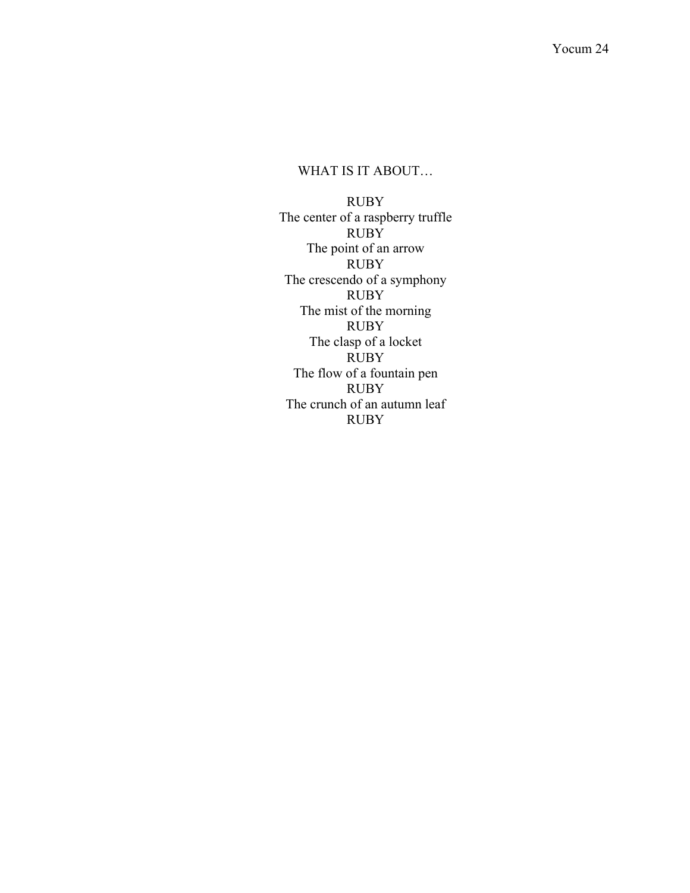WHAT IS IT ABOUT…

RUBY  
The center of a raspberry truffle  
RUBY  
The point of an arrow  
RUBY  
The crescendo of a symphony  
RUBY  
The mist of the morning  
RUBY  
The clasp of a locket  
RUBY  
The flow of a fountain pen  
RUBY  
The crunch of an autumn leaf  
RUBY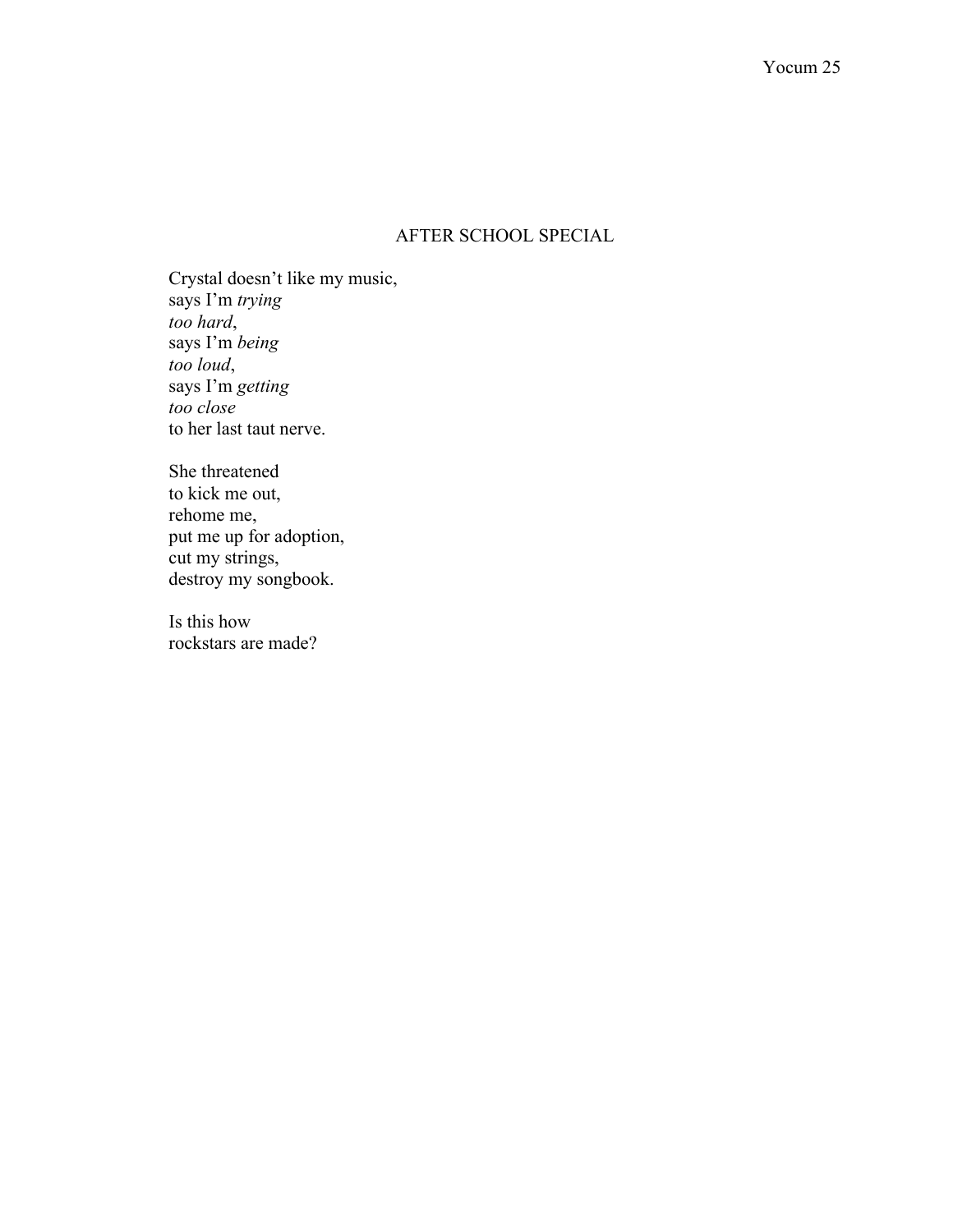# AFTER SCHOOL SPECIAL

Crystal doesn't like my music,  
says I'm *trying*  
*too hard*,  
says I'm *being*  
*too loud*,  
says I'm *getting*  
*too close*  
to her last taut nerve.

She threatened  
to kick me out,  
rehome me,  
put me up for adoption,  
cut my strings,  
destroy my songbook.

Is this how  
rockstars are made?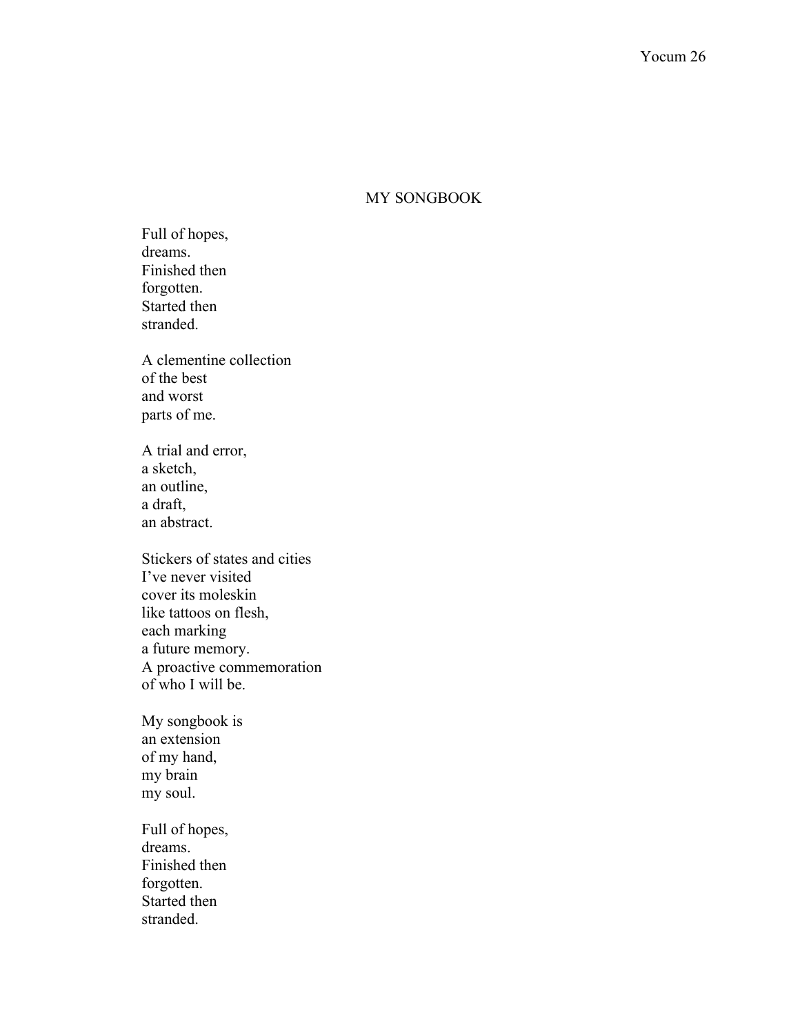# MY SONGBOOK

Full of hopes,  
dreams.  
Finished then  
forgotten.  
Started then  
stranded.

A clementine collection  
of the best  
and worst  
parts of me.

A trial and error,  
a sketch,  
an outline,  
a draft,  
an abstract.

Stickers of states and cities  
I've never visited  
cover its moleskin  
like tattoos on flesh,  
each marking  
a future memory.  
A proactive commemoration  
of who I will be.

My songbook is  
an extension  
of my hand,  
my brain  
my soul.

Full of hopes,  
dreams.  
Finished then  
forgotten.  
Started then  
stranded.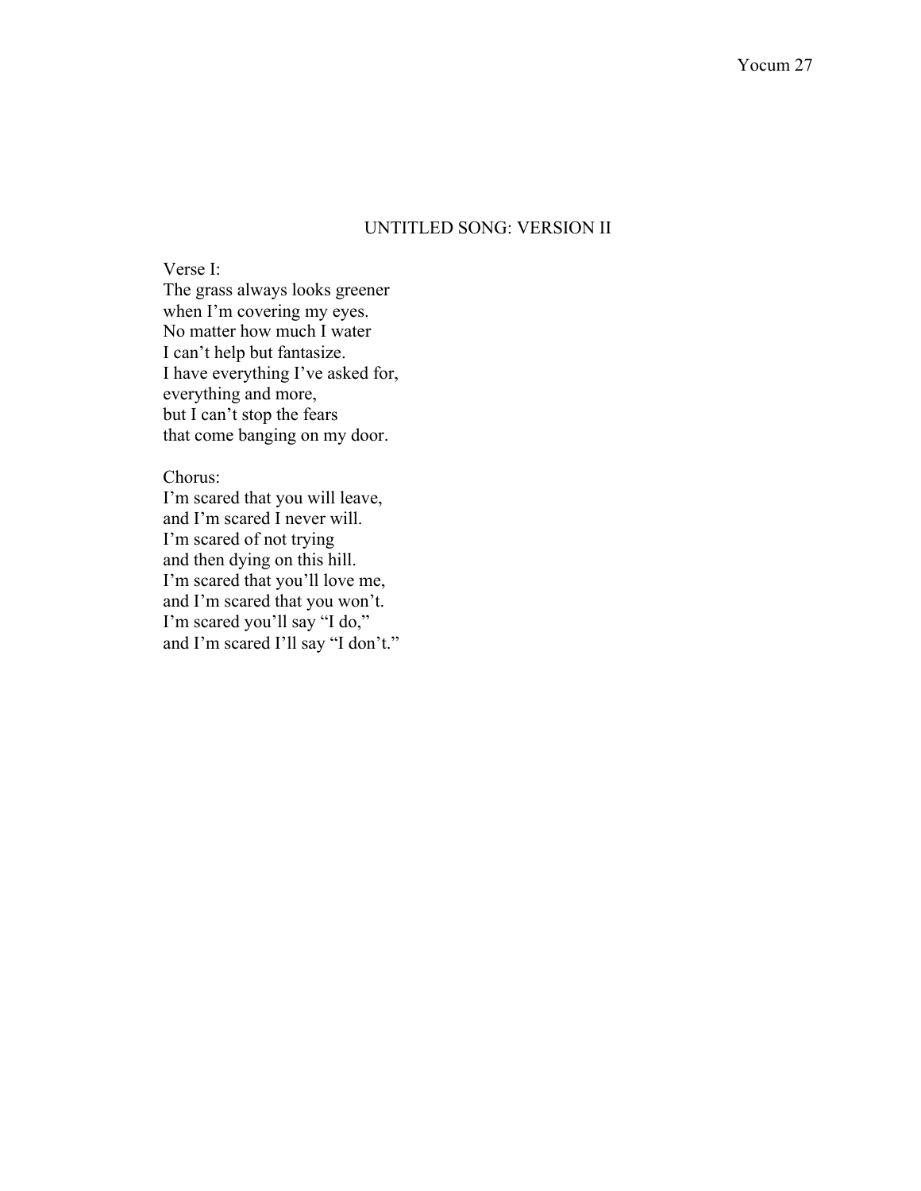# UNTITLED SONG: VERSION II

Verse I:
The grass always looks greener
when I'm covering my eyes.
No matter how much I water
I can't help but fantasize.
I have everything I've asked for,
everything and more,
but I can't stop the fears
that come banging on my door.

Chorus:
I'm scared that you will leave,
and I'm scared I never will.
I'm scared of not trying
and then dying on this hill.
I'm scared that you'll love me,
and I'm scared that you won't.
I'm scared you'll say "I do,"
and I'm scared I'll say "I don't."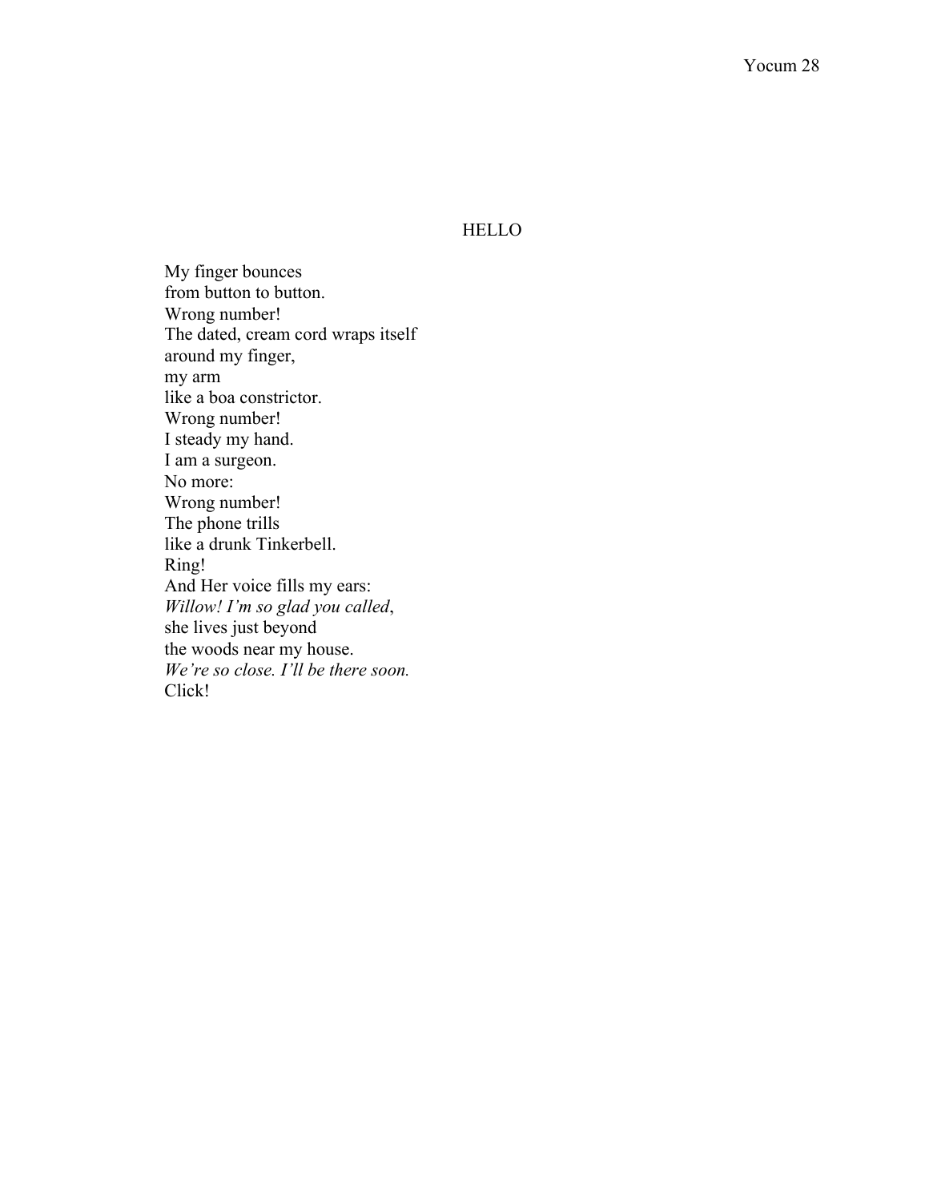# HELLO

My finger bounces  
from button to button.  
Wrong number!  
The dated, cream cord wraps itself  
around my finger,  
my arm  
like a boa constrictor.  
Wrong number!  
I steady my hand.  
I am a surgeon.  
No more:  
Wrong number!  
The phone trills  
like a drunk Tinkerbell.  
Ring!  
And Her voice fills my ears:  
*Willow! I'm so glad you called*,  
she lives just beyond  
the woods near my house.  
*We're so close. I'll be there soon.*  
Click!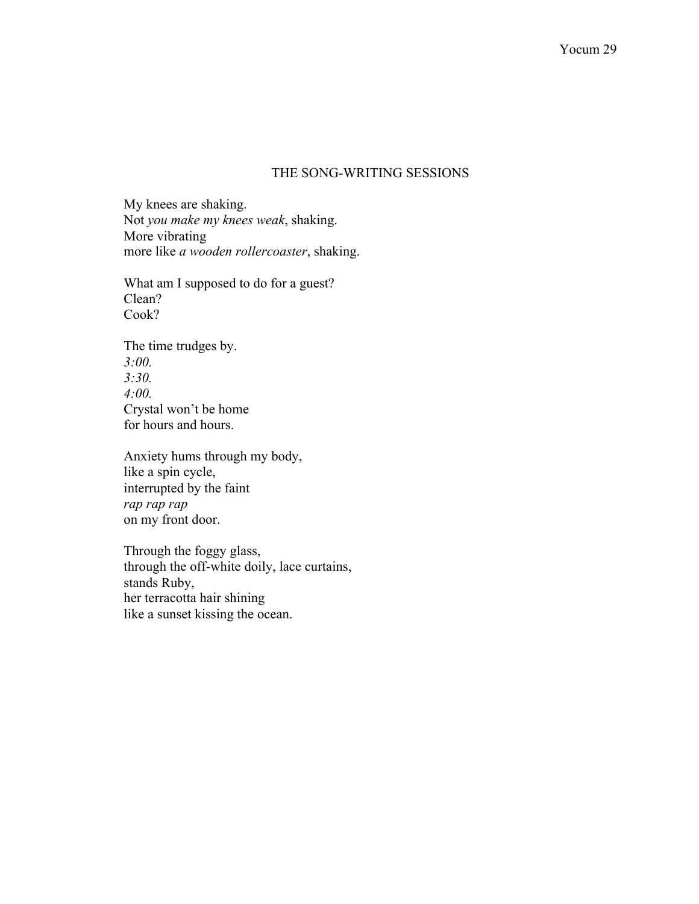## THE SONG-WRITING SESSIONS

My knees are shaking.  
Not *you make my knees weak*, shaking.  
More vibrating  
more like *a wooden rollercoaster*, shaking.

What am I supposed to do for a guest?  
Clean?  
Cook?

The time trudges by.  
*3:00.*  
*3:30.*  
*4:00.*  
Crystal won't be home  
for hours and hours.

Anxiety hums through my body,  
like a spin cycle,  
interrupted by the faint  
*rap rap rap*  
on my front door.

Through the foggy glass,  
through the off-white doily, lace curtains,  
stands Ruby,  
her terracotta hair shining  
like a sunset kissing the ocean.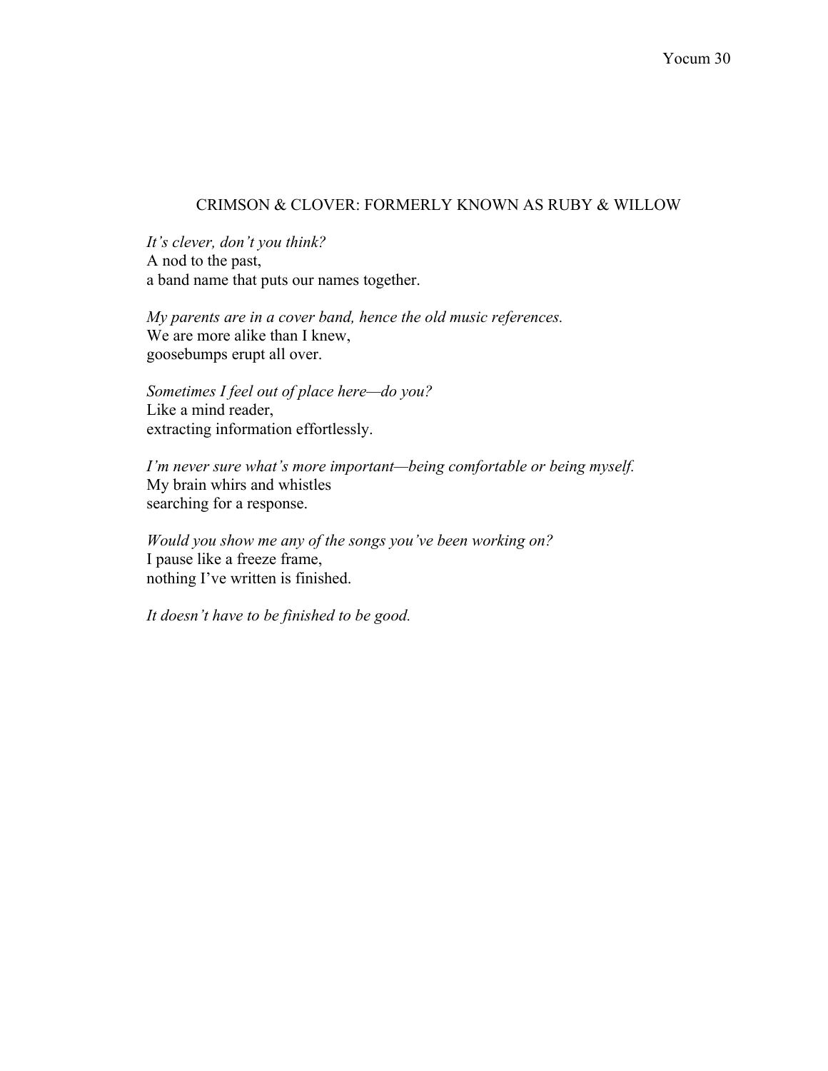## CRIMSON & CLOVER: FORMERLY KNOWN AS RUBY & WILLOW

*It's clever, don't you think?*
A nod to the past,
a band name that puts our names together.

*My parents are in a cover band, hence the old music references.*
We are more alike than I knew,
goosebumps erupt all over.

*Sometimes I feel out of place here—do you?*
Like a mind reader,
extracting information effortlessly.

*I'm never sure what's more important—being comfortable or being myself.*
My brain whirs and whistles
searching for a response.

*Would you show me any of the songs you've been working on?*
I pause like a freeze frame,
nothing I've written is finished.

*It doesn't have to be finished to be good.*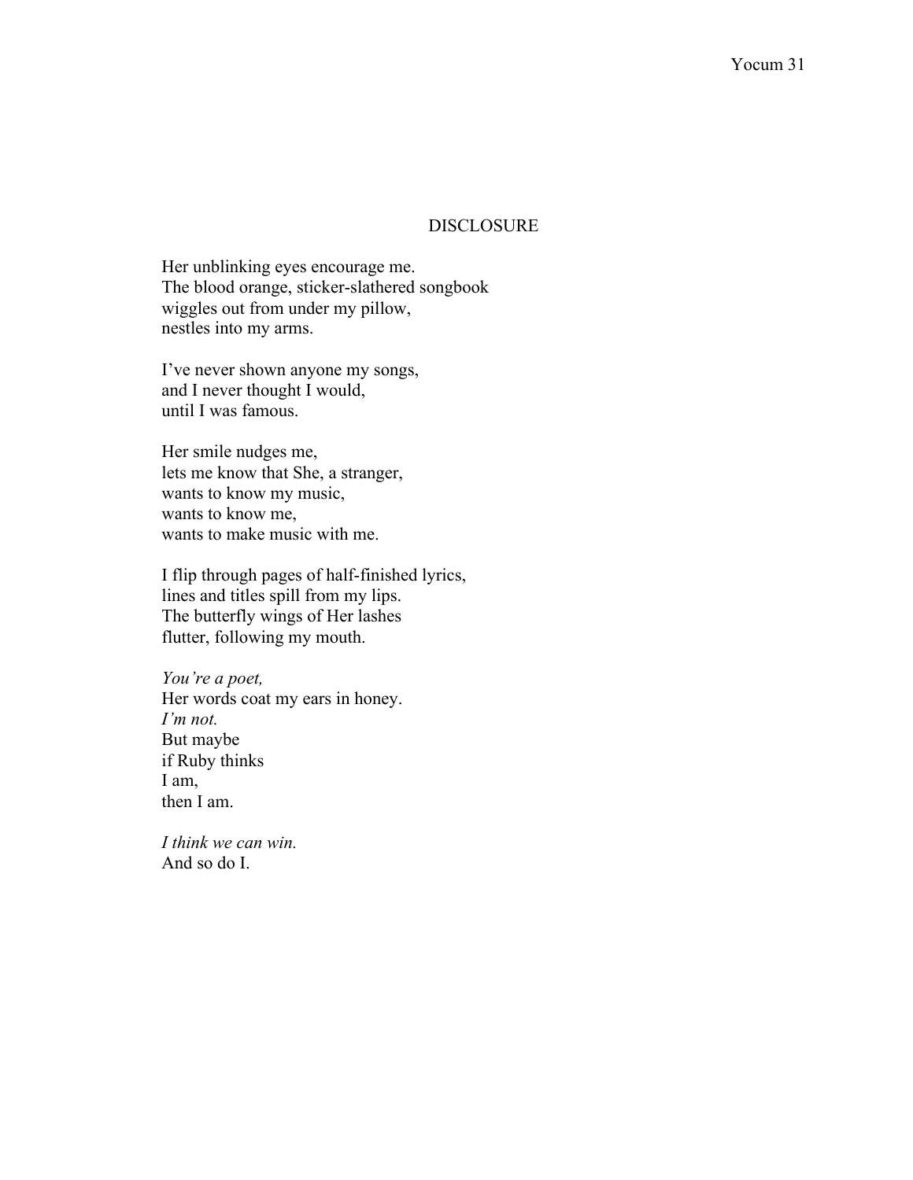# DISCLOSURE

Her unblinking eyes encourage me.
The blood orange, sticker-slathered songbook
wiggles out from under my pillow,
nestles into my arms.

I've never shown anyone my songs,
and I never thought I would,
until I was famous.

Her smile nudges me,
lets me know that She, a stranger,
wants to know my music,
wants to know me,
wants to make music with me.

I flip through pages of half-finished lyrics,
lines and titles spill from my lips.
The butterfly wings of Her lashes
flutter, following my mouth.

*You're a poet,*
Her words coat my ears in honey.
*I'm not.*
But maybe
if Ruby thinks
I am,
then I am.

*I think we can win.*
And so do I.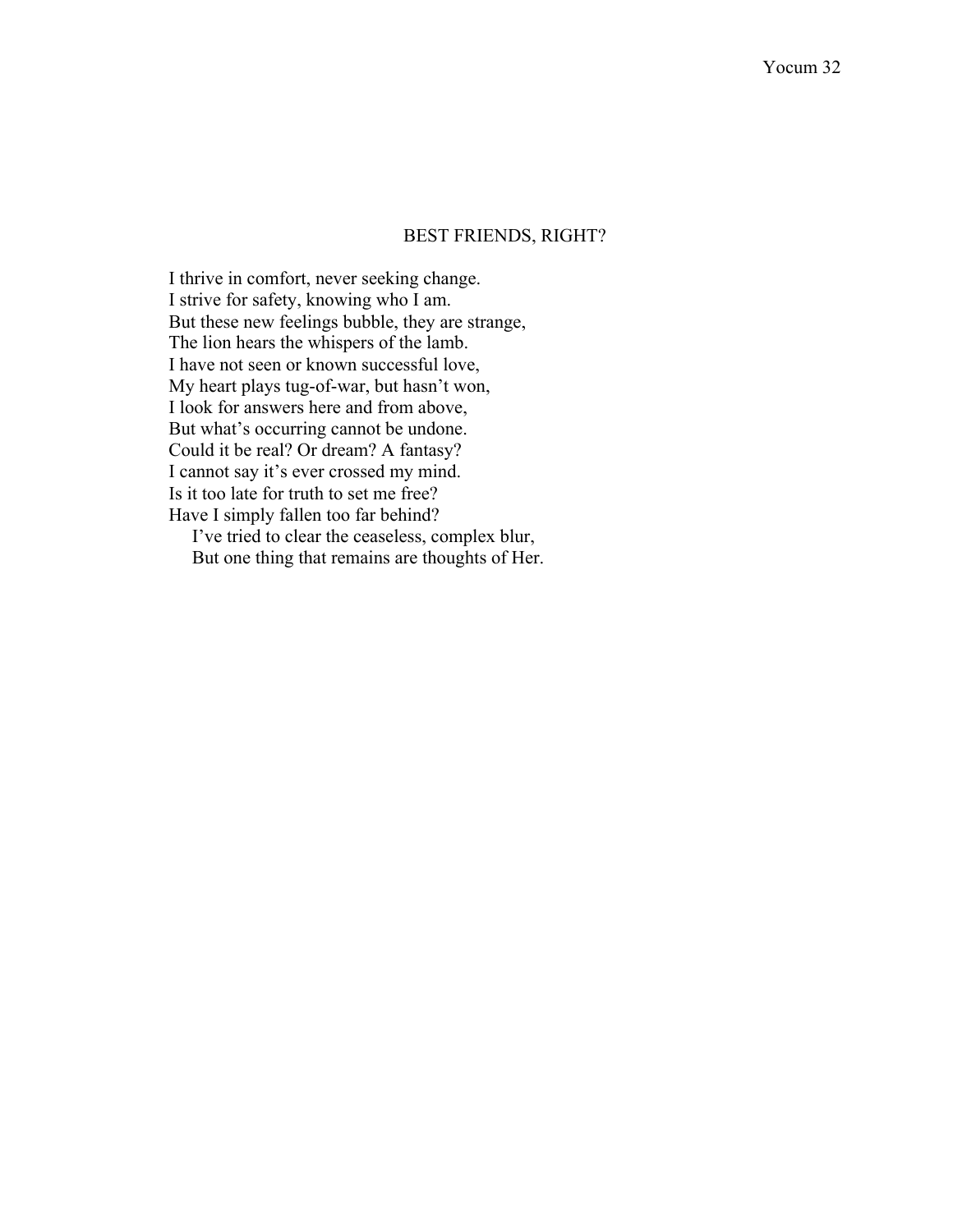## BEST FRIENDS, RIGHT?

I thrive in comfort, never seeking change.  
I strive for safety, knowing who I am.  
But these new feelings bubble, they are strange,  
The lion hears the whispers of the lamb.  
I have not seen or known successful love,  
My heart plays tug-of-war, but hasn't won,  
I look for answers here and from above,  
But what's occurring cannot be undone.  
Could it be real? Or dream? A fantasy?  
I cannot say it's ever crossed my mind.  
Is it too late for truth to set me free?  
Have I simply fallen too far behind?  
&nbsp;&nbsp;&nbsp;&nbsp;I've tried to clear the ceaseless, complex blur,  
&nbsp;&nbsp;&nbsp;&nbsp;But one thing that remains are thoughts of Her.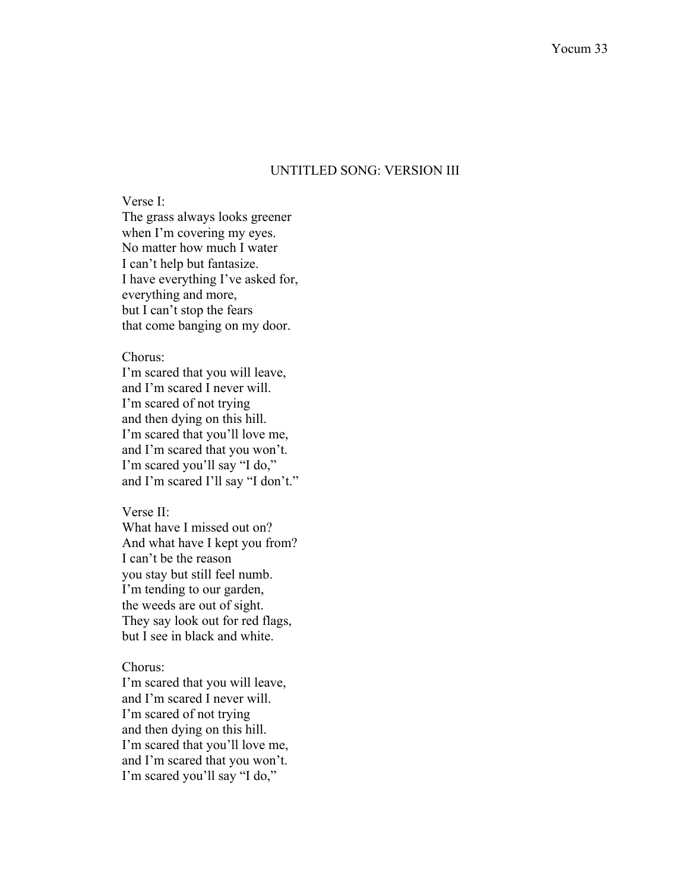## UNTITLED SONG: VERSION III

Verse I:
The grass always looks greener
when I'm covering my eyes.
No matter how much I water
I can't help but fantasize.
I have everything I've asked for,
everything and more,
but I can't stop the fears
that come banging on my door.

Chorus:
I'm scared that you will leave,
and I'm scared I never will.
I'm scared of not trying
and then dying on this hill.
I'm scared that you'll love me,
and I'm scared that you won't.
I'm scared you'll say "I do,"
and I'm scared I'll say "I don't."

Verse II:
What have I missed out on?
And what have I kept you from?
I can't be the reason
you stay but still feel numb.
I'm tending to our garden,
the weeds are out of sight.
They say look out for red flags,
but I see in black and white.

Chorus:
I'm scared that you will leave,
and I'm scared I never will.
I'm scared of not trying
and then dying on this hill.
I'm scared that you'll love me,
and I'm scared that you won't.
I'm scared you'll say "I do,"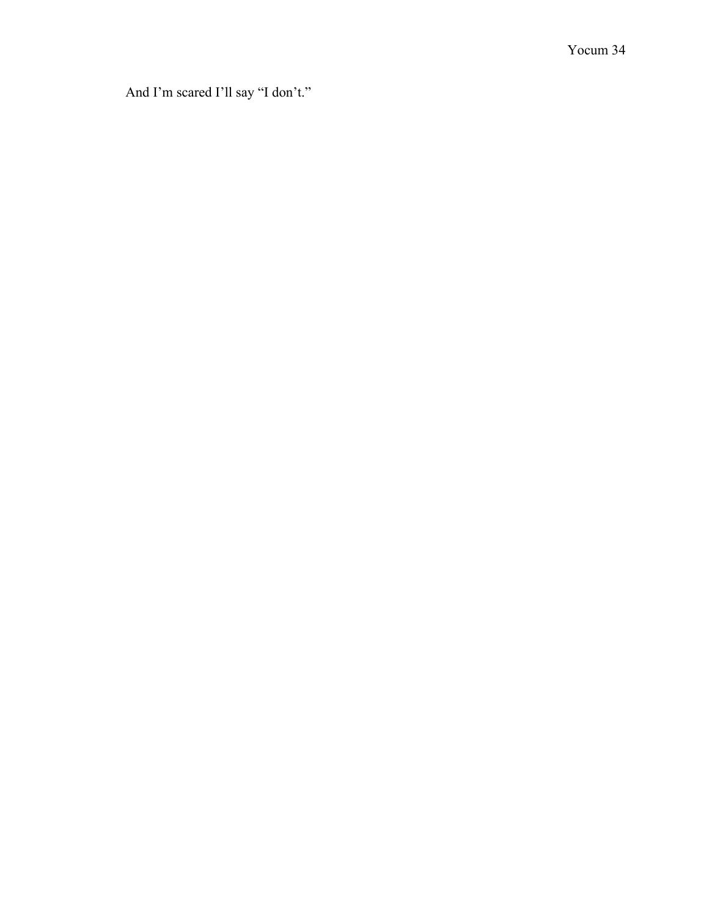And I'm scared I'll say "I don't."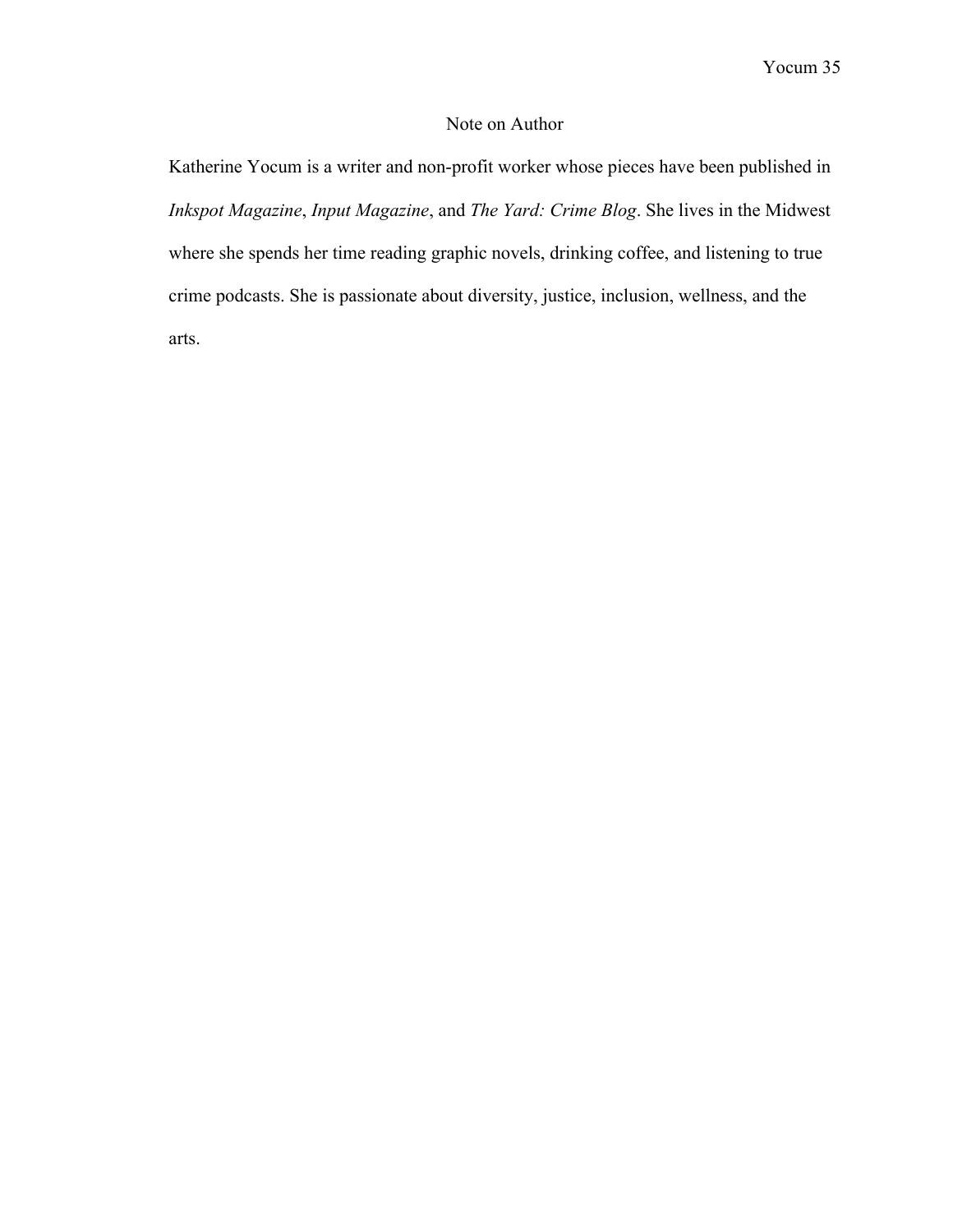## Note on Author

Katherine Yocum is a writer and non-profit worker whose pieces have been published in *Inkspot Magazine*, *Input Magazine*, and *The Yard: Crime Blog*. She lives in the Midwest where she spends her time reading graphic novels, drinking coffee, and listening to true crime podcasts. She is passionate about diversity, justice, inclusion, wellness, and the arts.